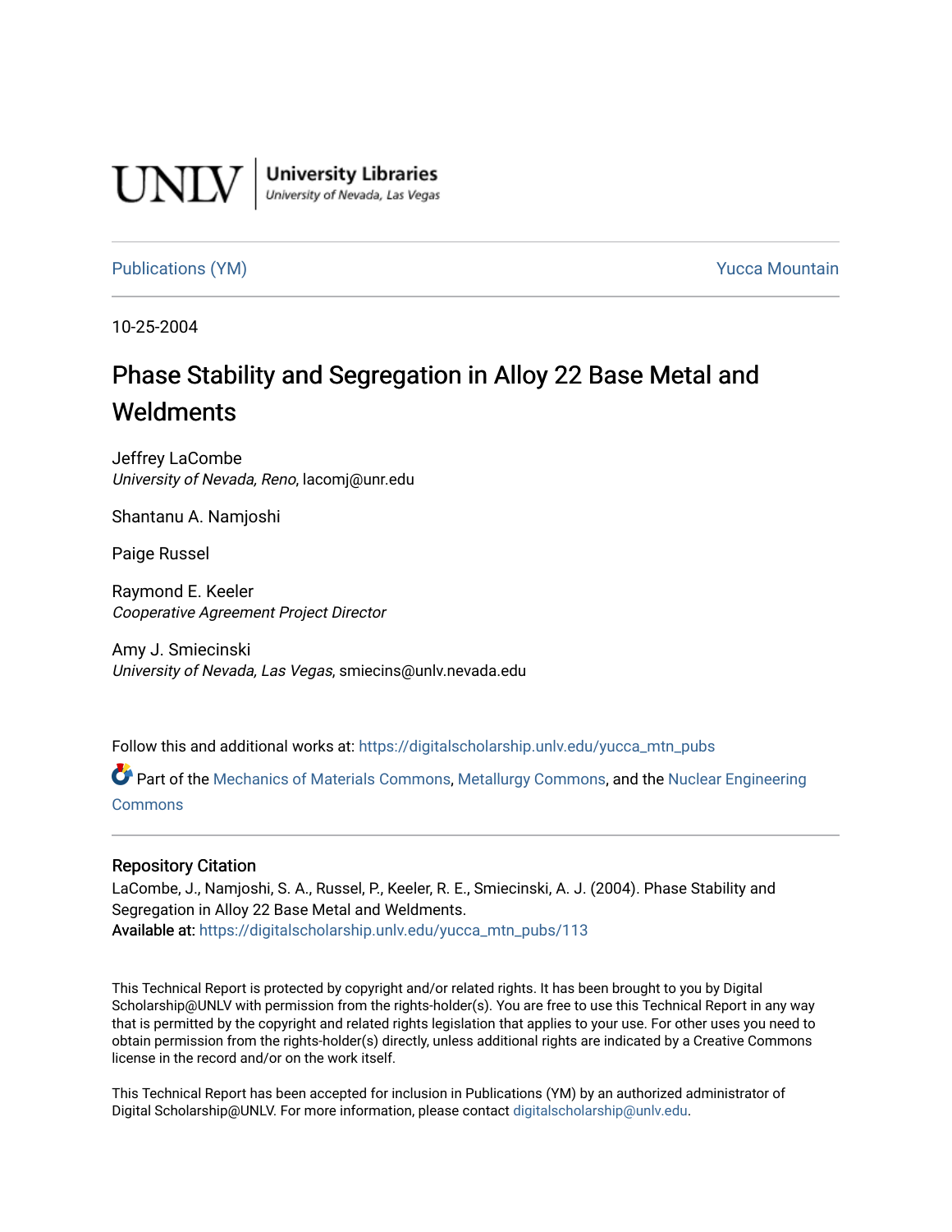UNLV | University Libraries
University of Nevada, Las Vegas

Publications (YM) Yucca Mountain

10-25-2004

# Phase Stability and Segregation in Alloy 22 Base Metal and Weldments

Jeffrey LaCombe
*University of Nevada, Reno*, lacomj@unr.edu

Shantanu A. Namjoshi

Paige Russel

Raymond E. Keeler
*Cooperative Agreement Project Director*

Amy J. Smiecinski
*University of Nevada, Las Vegas*, smiecins@unlv.nevada.edu

Follow this and additional works at: https://digitalscholarship.unlv.edu/yucca_mtn_pubs

Part of the Mechanics of Materials Commons, Metallurgy Commons, and the Nuclear Engineering Commons

## Repository Citation

LaCombe, J., Namjoshi, S. A., Russel, P., Keeler, R. E., Smiecinski, A. J. (2004). Phase Stability and Segregation in Alloy 22 Base Metal and Weldments.
Available at: https://digitalscholarship.unlv.edu/yucca_mtn_pubs/113

This Technical Report is protected by copyright and/or related rights. It has been brought to you by Digital Scholarship@UNLV with permission from the rights-holder(s). You are free to use this Technical Report in any way that is permitted by the copyright and related rights legislation that applies to your use. For other uses you need to obtain permission from the rights-holder(s) directly, unless additional rights are indicated by a Creative Commons license in the record and/or on the work itself.

This Technical Report has been accepted for inclusion in Publications (YM) by an authorized administrator of Digital Scholarship@UNLV. For more information, please contact digitalscholarship@unlv.edu.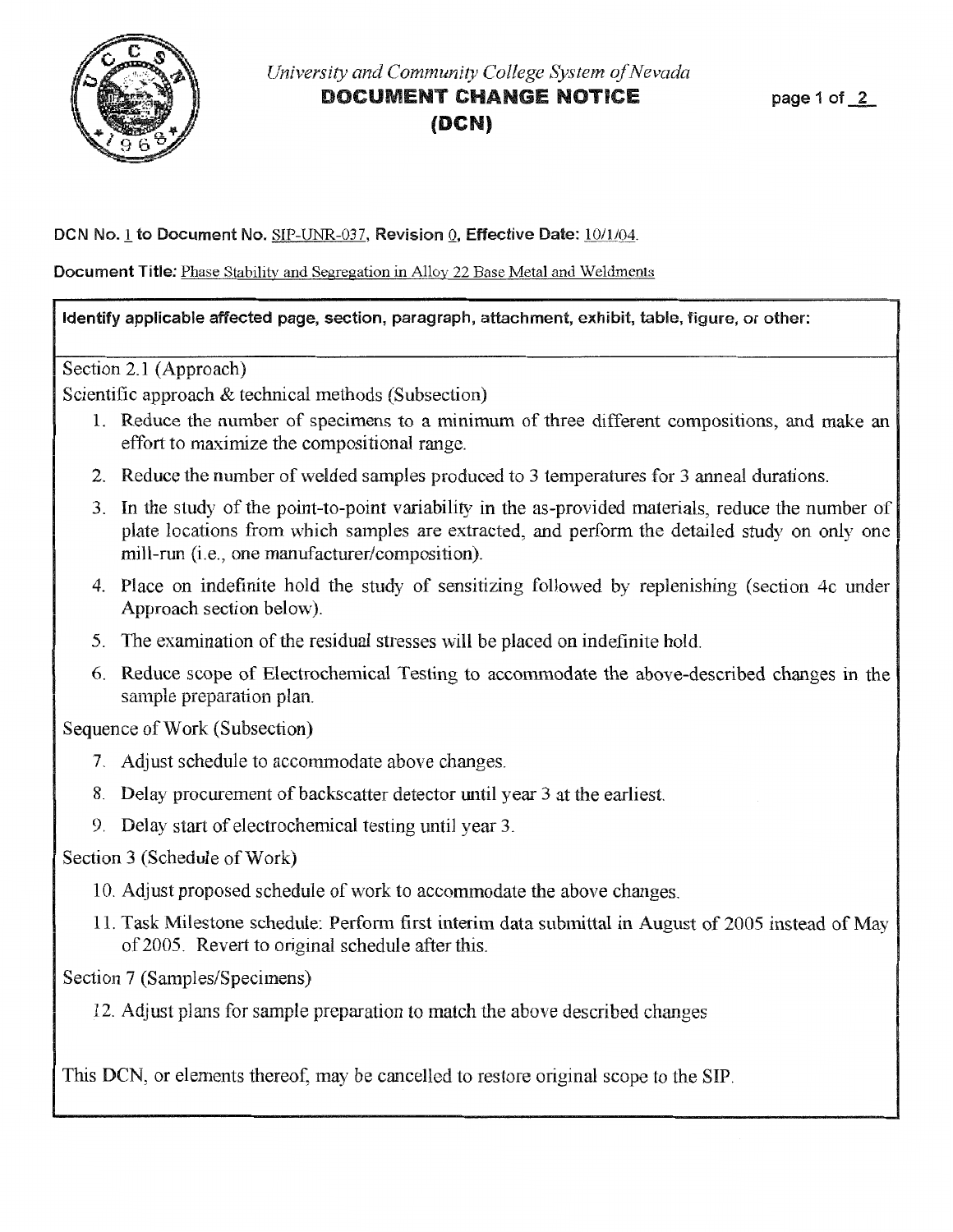*University and Community College System of Nevada*

# DOCUMENT CHANGE NOTICE (DCN)

**DCN No.** 1 **to Document No.** SIP-UNR-037, **Revision** 0, **Effective Date:** 10/1/04.

**Document Title:** Phase Stability and Segregation in Alloy 22 Base Metal and Weldments

**Identify applicable affected page, section, paragraph, attachment, exhibit, table, figure, or other:**

Section 2.1 (Approach)

Scientific approach & technical methods (Subsection)

1. Reduce the number of specimens to a minimum of three different compositions, and make an effort to maximize the compositional range.
2. Reduce the number of welded samples produced to 3 temperatures for 3 anneal durations.
3. In the study of the point-to-point variability in the as-provided materials, reduce the number of plate locations from which samples are extracted, and perform the detailed study on only one mill-run (i.e., one manufacturer/composition).
4. Place on indefinite hold the study of sensitizing followed by replenishing (section 4c under Approach section below).
5. The examination of the residual stresses will be placed on indefinite hold.
6. Reduce scope of Electrochemical Testing to accommodate the above-described changes in the sample preparation plan.

Sequence of Work (Subsection)

7. Adjust schedule to accommodate above changes.
8. Delay procurement of backscatter detector until year 3 at the earliest.
9. Delay start of electrochemical testing until year 3.

Section 3 (Schedule of Work)

10. Adjust proposed schedule of work to accommodate the above changes.
11. Task Milestone schedule: Perform first interim data submittal in August of 2005 instead of May of 2005. Revert to original schedule after this.

Section 7 (Samples/Specimens)

12. Adjust plans for sample preparation to match the above described changes

This DCN, or elements thereof, may be cancelled to restore original scope to the SIP.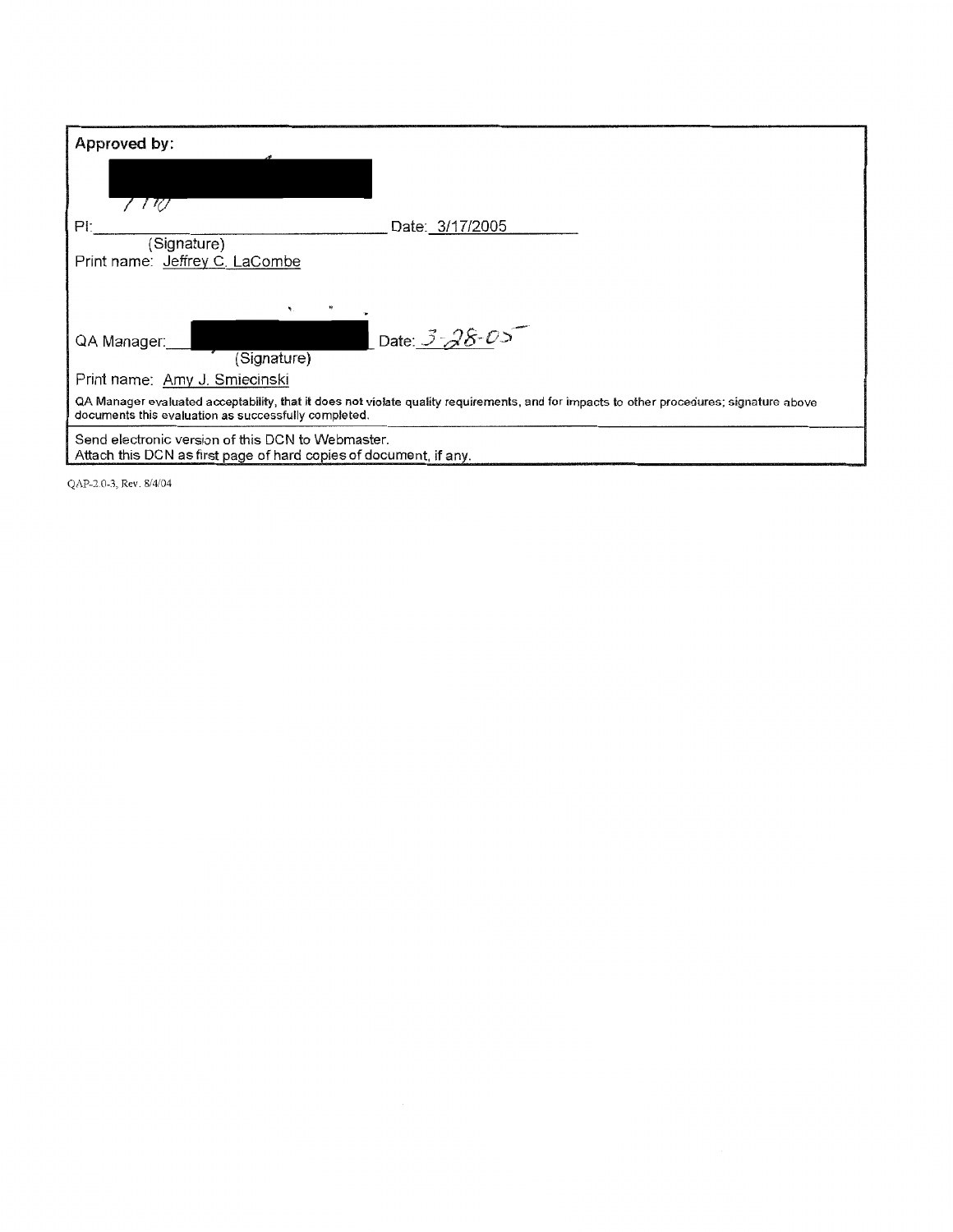**Approved by:**

PI:\_\_\_\_\_\_\_\_\_\_\_\_\_\_\_\_\_\_\_\_\_\_\_\_\_\_\_\_\_\_ Date: 3/17/2005

(Signature)

Print name: Jeffrey C. LaCombe

QA Manager:\_\_\_\_\_\_\_\_\_\_\_\_\_\_\_\_\_\_\_\_\_\_\_\_\_\_\_\_\_\_ Date: 3-28-05

(Signature)

Print name: Amy J. Smiecinski

QA Manager evaluated acceptability, that it does not violate quality requirements, and for impacts to other procedures; signature above documents this evaluation as successfully completed.

Send electronic version of this DCN to Webmaster.
Attach this DCN as first page of hard copies of document, if any.

QAP-2.0-3, Rev. 8/4/04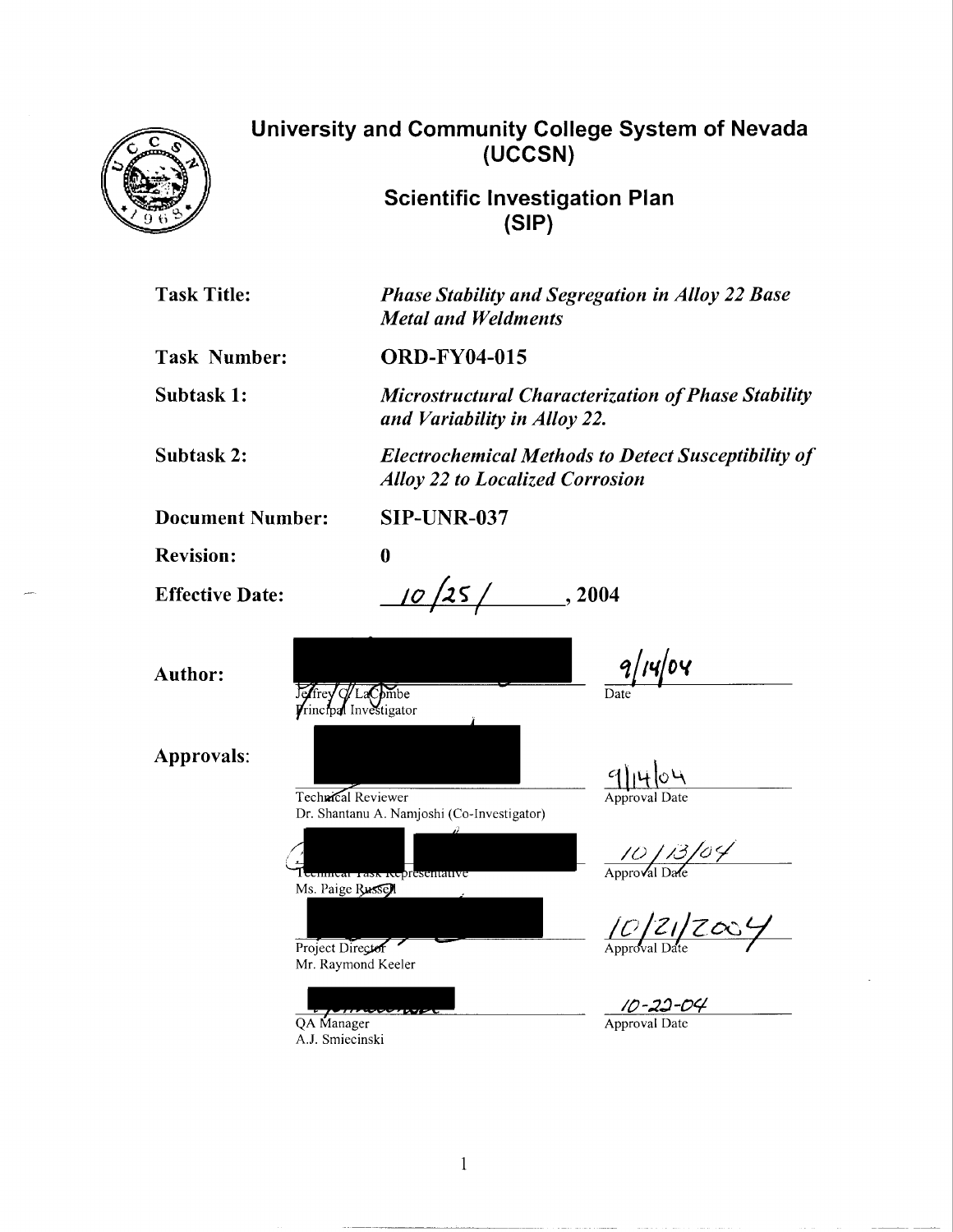# University and Community College System of Nevada (UCCSN)

## Scientific Investigation Plan (SIP)

| | |
|---|---|
| **Task Title:** | ***Phase Stability and Segregation in Alloy 22 Base Metal and Weldments*** |
| **Task Number:** | **ORD-FY04-015** |
| **Subtask 1:** | ***Microstructural Characterization of Phase Stability and Variability in Alloy 22.*** |
| **Subtask 2:** | ***Electrochemical Methods to Detect Susceptibility of Alloy 22 to Localized Corrosion*** |
| **Document Number:** | **SIP-UNR-037** |
| **Revision:** | **0** |
| **Effective Date:** | 10/25/ , 2004 |

**Author:**

Jeffrey C. LaCombe
Principal Investigator — Date: 9/14/04

**Approvals:**

Technical Reviewer
Dr. Shantanu A. Namjoshi (Co-Investigator) — Approval Date: 9/14/04

Technical Task Representative
Ms. Paige Russell — Approval Date: 10/13/04

Project Director
Mr. Raymond Keeler — Approval Date: 10/21/2004

QA Manager
A.J. Smiecinski — Approval Date: 10-22-04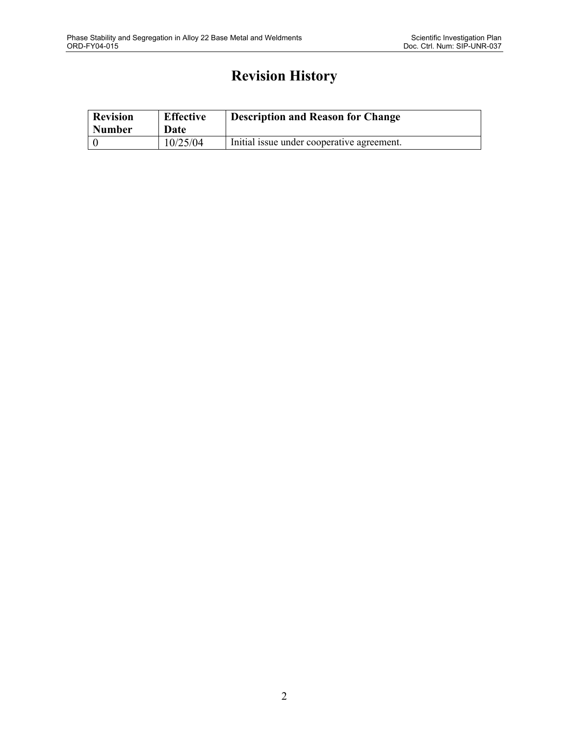# Revision History

| Revision Number | Effective Date | Description and Reason for Change |
|---|---|---|
| 0 | 10/25/04 | Initial issue under cooperative agreement. |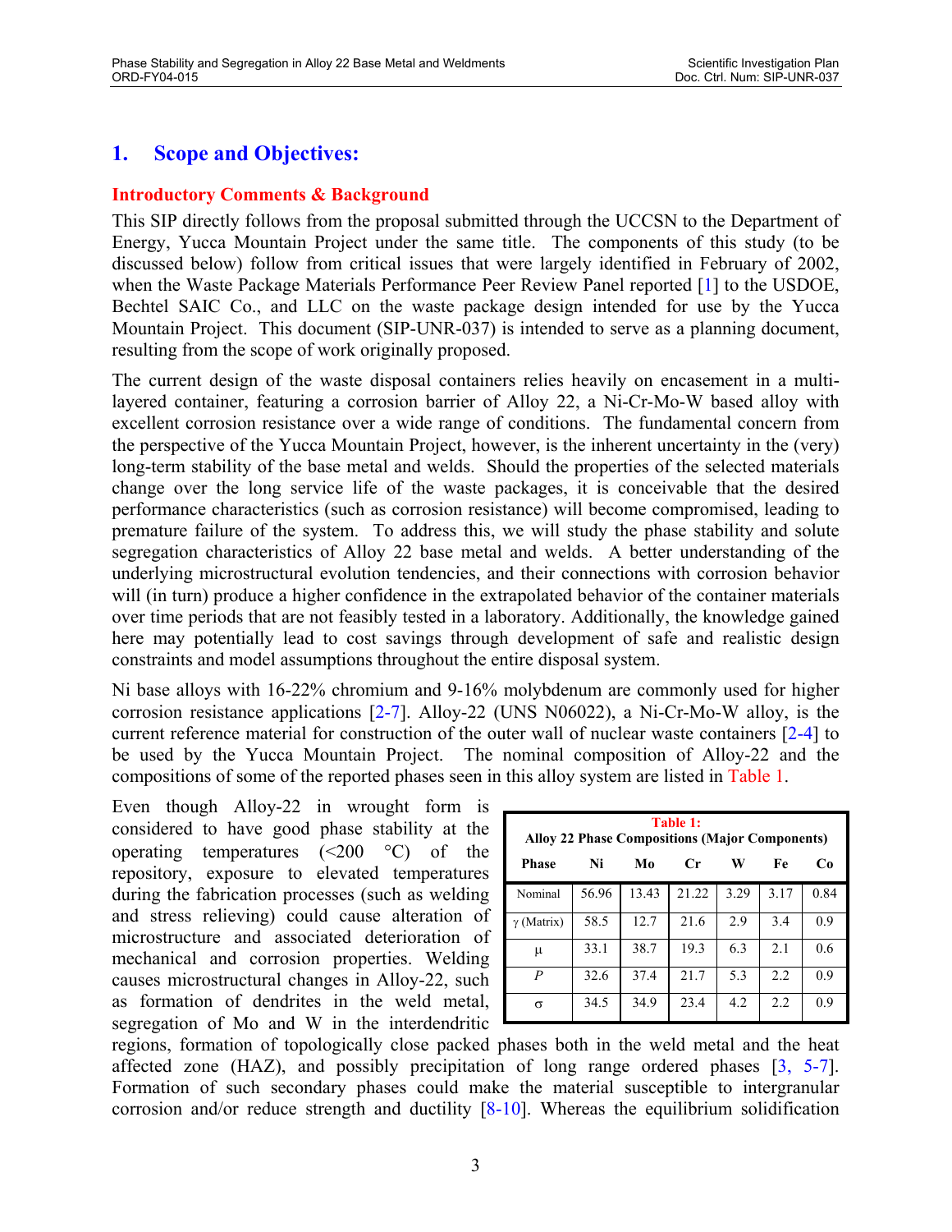## 1. Scope and Objectives:

### Introductory Comments & Background

This SIP directly follows from the proposal submitted through the UCCSN to the Department of Energy, Yucca Mountain Project under the same title. The components of this study (to be discussed below) follow from critical issues that were largely identified in February of 2002, when the Waste Package Materials Performance Peer Review Panel reported [1] to the USDOE, Bechtel SAIC Co., and LLC on the waste package design intended for use by the Yucca Mountain Project. This document (SIP-UNR-037) is intended to serve as a planning document, resulting from the scope of work originally proposed.

The current design of the waste disposal containers relies heavily on encasement in a multi-layered container, featuring a corrosion barrier of Alloy 22, a Ni-Cr-Mo-W based alloy with excellent corrosion resistance over a wide range of conditions. The fundamental concern from the perspective of the Yucca Mountain Project, however, is the inherent uncertainty in the (very) long-term stability of the base metal and welds. Should the properties of the selected materials change over the long service life of the waste packages, it is conceivable that the desired performance characteristics (such as corrosion resistance) will become compromised, leading to premature failure of the system. To address this, we will study the phase stability and solute segregation characteristics of Alloy 22 base metal and welds. A better understanding of the underlying microstructural evolution tendencies, and their connections with corrosion behavior will (in turn) produce a higher confidence in the extrapolated behavior of the container materials over time periods that are not feasibly tested in a laboratory. Additionally, the knowledge gained here may potentially lead to cost savings through development of safe and realistic design constraints and model assumptions throughout the entire disposal system.

Ni base alloys with 16-22% chromium and 9-16% molybdenum are commonly used for higher corrosion resistance applications [2-7]. Alloy-22 (UNS N06022), a Ni-Cr-Mo-W alloy, is the current reference material for construction of the outer wall of nuclear waste containers [2-4] to be used by the Yucca Mountain Project. The nominal composition of Alloy-22 and the compositions of some of the reported phases seen in this alloy system are listed in Table 1.

**Table 1: Alloy 22 Phase Compositions (Major Components)**

| Phase | Ni | Mo | Cr | W | Fe | Co |
|---|---|---|---|---|---|---|
| Nominal | 56.96 | 13.43 | 21.22 | 3.29 | 3.17 | 0.84 |
| γ (Matrix) | 58.5 | 12.7 | 21.6 | 2.9 | 3.4 | 0.9 |
| μ | 33.1 | 38.7 | 19.3 | 6.3 | 2.1 | 0.6 |
| *P* | 32.6 | 37.4 | 21.7 | 5.3 | 2.2 | 0.9 |
| σ | 34.5 | 34.9 | 23.4 | 4.2 | 2.2 | 0.9 |

Even though Alloy-22 in wrought form is considered to have good phase stability at the operating temperatures (<200 °C) of the repository, exposure to elevated temperatures during the fabrication processes (such as welding and stress relieving) could cause alteration of microstructure and associated deterioration of mechanical and corrosion properties. Welding causes microstructural changes in Alloy-22, such as formation of dendrites in the weld metal, segregation of Mo and W in the interdendritic regions, formation of topologically close packed phases both in the weld metal and the heat affected zone (HAZ), and possibly precipitation of long range ordered phases [3, 5-7]. Formation of such secondary phases could make the material susceptible to intergranular corrosion and/or reduce strength and ductility [8-10]. Whereas the equilibrium solidification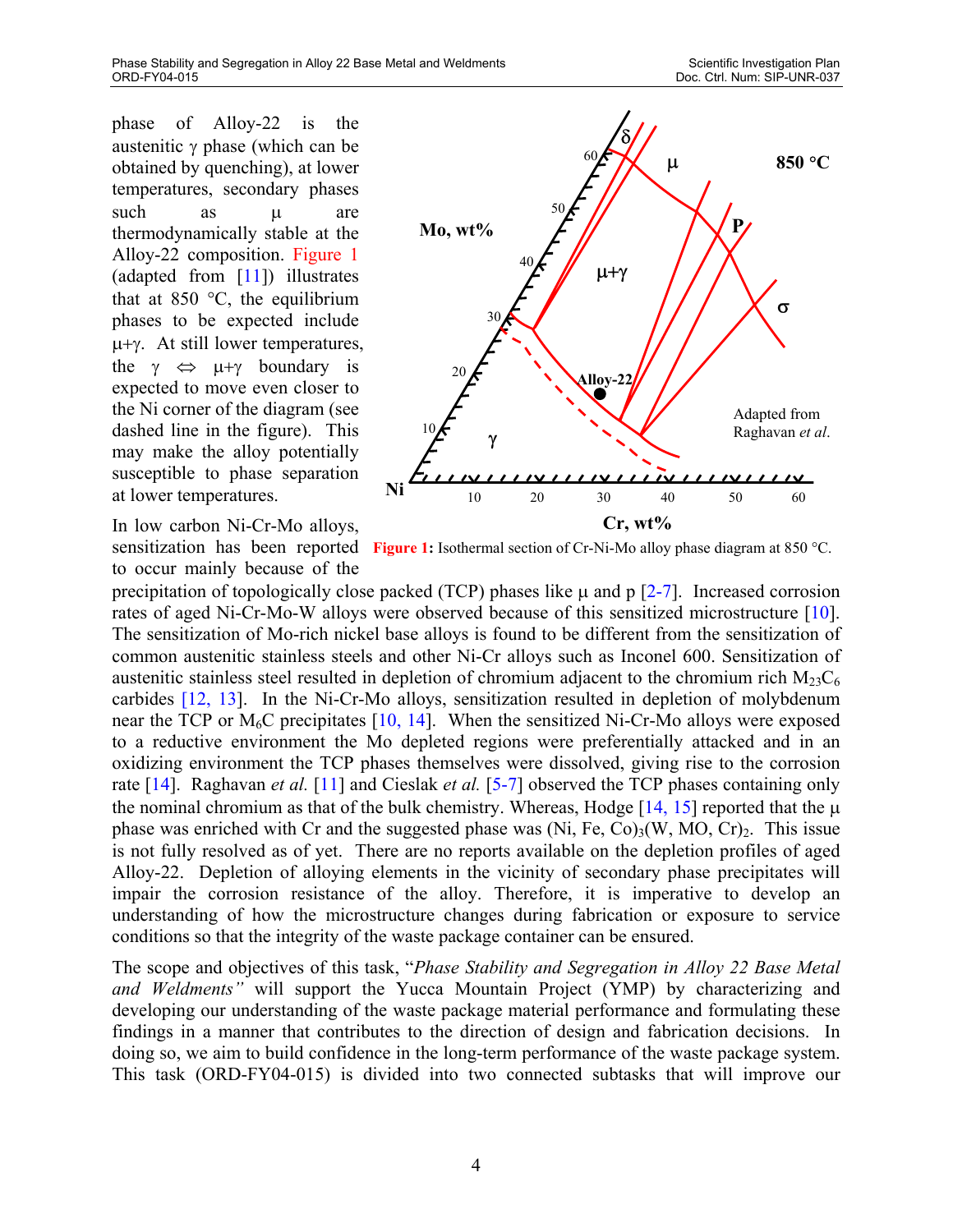phase of Alloy-22 is the austenitic γ phase (which can be obtained by quenching), at lower temperatures, secondary phases such as μ are thermodynamically stable at the Alloy-22 composition. Figure 1 (adapted from [11]) illustrates that at 850 °C, the equilibrium phases to be expected include μ+γ. At still lower temperatures, the γ ⇔ μ+γ boundary is expected to move even closer to the Ni corner of the diagram (see dashed line in the figure). This may make the alloy potentially susceptible to phase separation at lower temperatures.

**Figure 1:** Isothermal section of Cr-Ni-Mo alloy phase diagram at 850 °C.

In low carbon Ni-Cr-Mo alloys, sensitization has been reported to occur mainly because of the precipitation of topologically close packed (TCP) phases like μ and p [2-7]. Increased corrosion rates of aged Ni-Cr-Mo-W alloys were observed because of this sensitized microstructure [10]. The sensitization of Mo-rich nickel base alloys is found to be different from the sensitization of common austenitic stainless steels and other Ni-Cr alloys such as Inconel 600. Sensitization of austenitic stainless steel resulted in depletion of chromium adjacent to the chromium rich $M_{23}C_6$ carbides [12, 13]. In the Ni-Cr-Mo alloys, sensitization resulted in depletion of molybdenum near the TCP or $M_6C$ precipitates [10, 14]. When the sensitized Ni-Cr-Mo alloys were exposed to a reductive environment the Mo depleted regions were preferentially attacked and in an oxidizing environment the TCP phases themselves were dissolved, giving rise to the corrosion rate [14]. Raghavan *et al.* [11] and Cieslak *et al.* [5-7] observed the TCP phases containing only the nominal chromium as that of the bulk chemistry. Whereas, Hodge [14, 15] reported that the μ phase was enriched with Cr and the suggested phase was $(Ni, Fe, Co)_3(W, MO, Cr)_2$. This issue is not fully resolved as of yet. There are no reports available on the depletion profiles of aged Alloy-22. Depletion of alloying elements in the vicinity of secondary phase precipitates will impair the corrosion resistance of the alloy. Therefore, it is imperative to develop an understanding of how the microstructure changes during fabrication or exposure to service conditions so that the integrity of the waste package container can be ensured.

The scope and objectives of this task, "*Phase Stability and Segregation in Alloy 22 Base Metal and Weldments"* will support the Yucca Mountain Project (YMP) by characterizing and developing our understanding of the waste package material performance and formulating these findings in a manner that contributes to the direction of design and fabrication decisions. In doing so, we aim to build confidence in the long-term performance of the waste package system. This task (ORD-FY04-015) is divided into two connected subtasks that will improve our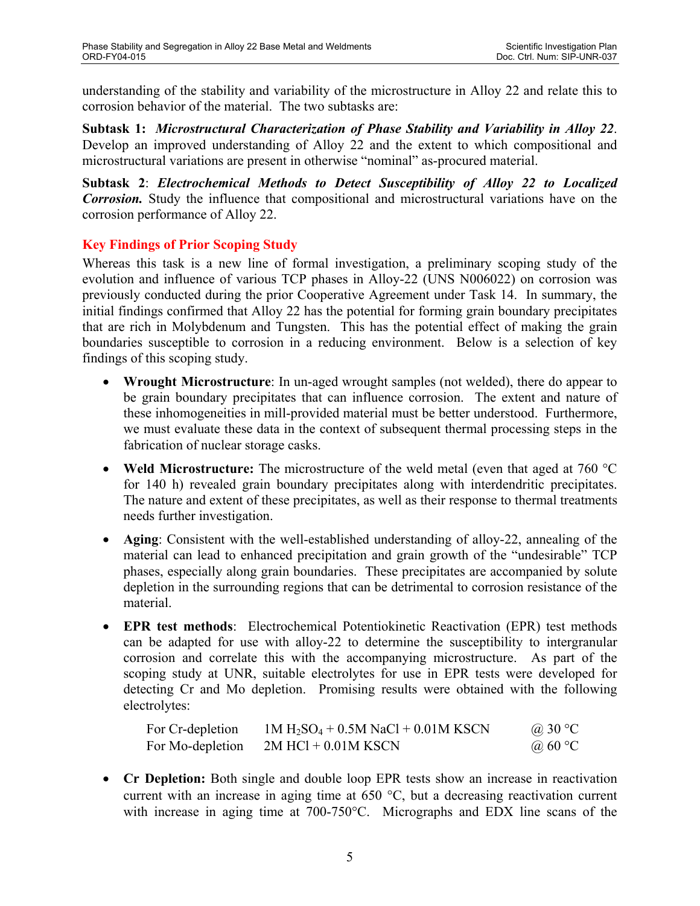understanding of the stability and variability of the microstructure in Alloy 22 and relate this to corrosion behavior of the material. The two subtasks are:

**Subtask 1:** ***Microstructural Characterization of Phase Stability and Variability in Alloy 22***. Develop an improved understanding of Alloy 22 and the extent to which compositional and microstructural variations are present in otherwise "nominal" as-procured material.

**Subtask 2**: ***Electrochemical Methods to Detect Susceptibility of Alloy 22 to Localized Corrosion.*** Study the influence that compositional and microstructural variations have on the corrosion performance of Alloy 22.

### Key Findings of Prior Scoping Study

Whereas this task is a new line of formal investigation, a preliminary scoping study of the evolution and influence of various TCP phases in Alloy-22 (UNS N006022) on corrosion was previously conducted during the prior Cooperative Agreement under Task 14. In summary, the initial findings confirmed that Alloy 22 has the potential for forming grain boundary precipitates that are rich in Molybdenum and Tungsten. This has the potential effect of making the grain boundaries susceptible to corrosion in a reducing environment. Below is a selection of key findings of this scoping study.

- **Wrought Microstructure**: In un-aged wrought samples (not welded), there do appear to be grain boundary precipitates that can influence corrosion. The extent and nature of these inhomogeneities in mill-provided material must be better understood. Furthermore, we must evaluate these data in the context of subsequent thermal processing steps in the fabrication of nuclear storage casks.

- **Weld Microstructure:** The microstructure of the weld metal (even that aged at 760 °C for 140 h) revealed grain boundary precipitates along with interdendritic precipitates. The nature and extent of these precipitates, as well as their response to thermal treatments needs further investigation.

- **Aging**: Consistent with the well-established understanding of alloy-22, annealing of the material can lead to enhanced precipitation and grain growth of the "undesirable" TCP phases, especially along grain boundaries. These precipitates are accompanied by solute depletion in the surrounding regions that can be detrimental to corrosion resistance of the material.

- **EPR test methods**: Electrochemical Potentiokinetic Reactivation (EPR) test methods can be adapted for use with alloy-22 to determine the susceptibility to intergranular corrosion and correlate this with the accompanying microstructure. As part of the scoping study at UNR, suitable electrolytes for use in EPR tests were developed for detecting Cr and Mo depletion. Promising results were obtained with the following electrolytes:

  | | | |
  |---|---|---|
  | For Cr-depletion | 1M $H_2SO_4$ + 0.5M NaCl + 0.01M KSCN | @ 30 °C |
  | For Mo-depletion | 2M HCl + 0.01M KSCN | @ 60 °C |

- **Cr Depletion:** Both single and double loop EPR tests show an increase in reactivation current with an increase in aging time at 650 °C, but a decreasing reactivation current with increase in aging time at 700-750°C. Micrographs and EDX line scans of the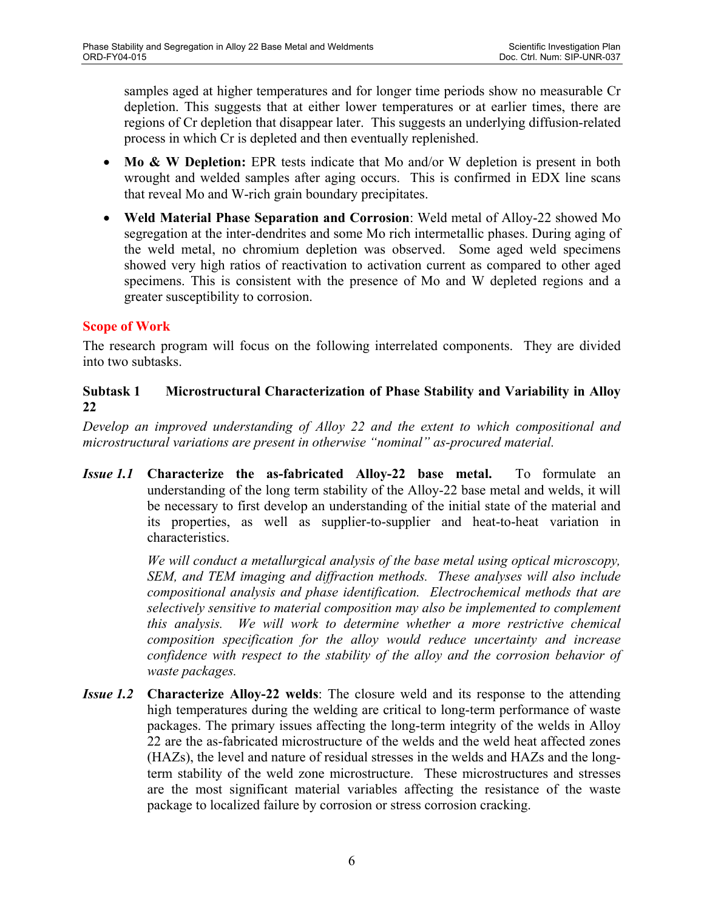samples aged at higher temperatures and for longer time periods show no measurable Cr depletion. This suggests that at either lower temperatures or at earlier times, there are regions of Cr depletion that disappear later. This suggests an underlying diffusion-related process in which Cr is depleted and then eventually replenished.

- **Mo & W Depletion:** EPR tests indicate that Mo and/or W depletion is present in both wrought and welded samples after aging occurs. This is confirmed in EDX line scans that reveal Mo and W-rich grain boundary precipitates.
- **Weld Material Phase Separation and Corrosion**: Weld metal of Alloy-22 showed Mo segregation at the inter-dendrites and some Mo rich intermetallic phases. During aging of the weld metal, no chromium depletion was observed. Some aged weld specimens showed very high ratios of reactivation to activation current as compared to other aged specimens. This is consistent with the presence of Mo and W depleted regions and a greater susceptibility to corrosion.

## Scope of Work

The research program will focus on the following interrelated components. They are divided into two subtasks.

### Subtask 1 Microstructural Characterization of Phase Stability and Variability in Alloy 22

*Develop an improved understanding of Alloy 22 and the extent to which compositional and microstructural variations are present in otherwise "nominal" as-procured material.*

***Issue 1.1*** **Characterize the as-fabricated Alloy-22 base metal.** To formulate an understanding of the long term stability of the Alloy-22 base metal and welds, it will be necessary to first develop an understanding of the initial state of the material and its properties, as well as supplier-to-supplier and heat-to-heat variation in characteristics.

*We will conduct a metallurgical analysis of the base metal using optical microscopy, SEM, and TEM imaging and diffraction methods. These analyses will also include compositional analysis and phase identification. Electrochemical methods that are selectively sensitive to material composition may also be implemented to complement this analysis. We will work to determine whether a more restrictive chemical composition specification for the alloy would reduce uncertainty and increase confidence with respect to the stability of the alloy and the corrosion behavior of waste packages.*

***Issue 1.2*** **Characterize Alloy-22 welds**: The closure weld and its response to the attending high temperatures during the welding are critical to long-term performance of waste packages. The primary issues affecting the long-term integrity of the welds in Alloy 22 are the as-fabricated microstructure of the welds and the weld heat affected zones (HAZs), the level and nature of residual stresses in the welds and HAZs and the long-term stability of the weld zone microstructure. These microstructures and stresses are the most significant material variables affecting the resistance of the waste package to localized failure by corrosion or stress corrosion cracking.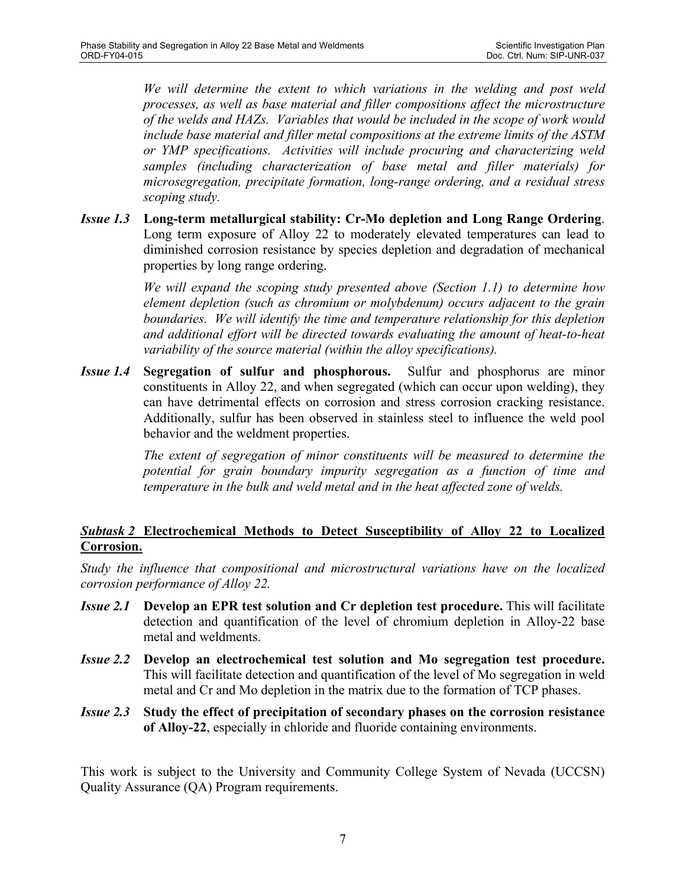*We will determine the extent to which variations in the welding and post weld processes, as well as base material and filler compositions affect the microstructure of the welds and HAZs. Variables that would be included in the scope of work would include base material and filler metal compositions at the extreme limits of the ASTM or YMP specifications. Activities will include procuring and characterizing weld samples (including characterization of base metal and filler materials) for microsegregation, precipitate formation, long-range ordering, and a residual stress scoping study.*

***Issue 1.3*** **Long-term metallurgical stability: Cr-Mo depletion and Long Range Ordering**. Long term exposure of Alloy 22 to moderately elevated temperatures can lead to diminished corrosion resistance by species depletion and degradation of mechanical properties by long range ordering.

*We will expand the scoping study presented above (Section 1.1) to determine how element depletion (such as chromium or molybdenum) occurs adjacent to the grain boundaries. We will identify the time and temperature relationship for this depletion and additional effort will be directed towards evaluating the amount of heat-to-heat variability of the source material (within the alloy specifications).*

***Issue 1.4*** **Segregation of sulfur and phosphorous.** Sulfur and phosphorus are minor constituents in Alloy 22, and when segregated (which can occur upon welding), they can have detrimental effects on corrosion and stress corrosion cracking resistance. Additionally, sulfur has been observed in stainless steel to influence the weld pool behavior and the weldment properties.

*The extent of segregation of minor constituents will be measured to determine the potential for grain boundary impurity segregation as a function of time and temperature in the bulk and weld metal and in the heat affected zone of welds.*

***<u>Subtask 2</u>*** **<u>Electrochemical Methods to Detect Susceptibility of Alloy 22 to Localized Corrosion.</u>**

*Study the influence that compositional and microstructural variations have on the localized corrosion performance of Alloy 22.*

***Issue 2.1*** **Develop an EPR test solution and Cr depletion test procedure.** This will facilitate detection and quantification of the level of chromium depletion in Alloy-22 base metal and weldments.

***Issue 2.2*** **Develop an electrochemical test solution and Mo segregation test procedure.** This will facilitate detection and quantification of the level of Mo segregation in weld metal and Cr and Mo depletion in the matrix due to the formation of TCP phases.

***Issue 2.3*** **Study the effect of precipitation of secondary phases on the corrosion resistance of Alloy-22**, especially in chloride and fluoride containing environments.

This work is subject to the University and Community College System of Nevada (UCCSN) Quality Assurance (QA) Program requirements.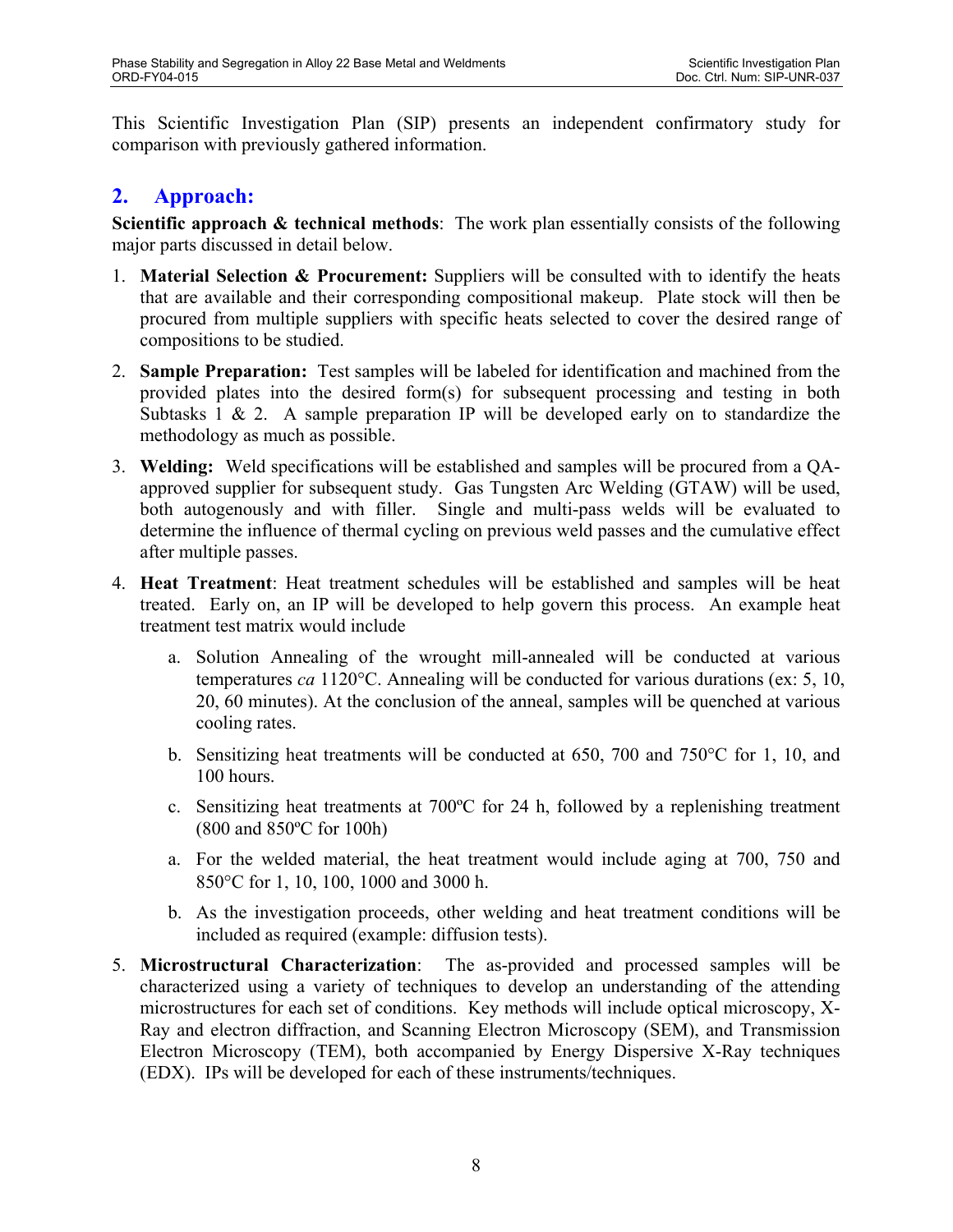This Scientific Investigation Plan (SIP) presents an independent confirmatory study for comparison with previously gathered information.

## 2. Approach:

**Scientific approach & technical methods**: The work plan essentially consists of the following major parts discussed in detail below.

1. **Material Selection & Procurement:** Suppliers will be consulted with to identify the heats that are available and their corresponding compositional makeup. Plate stock will then be procured from multiple suppliers with specific heats selected to cover the desired range of compositions to be studied.

2. **Sample Preparation:** Test samples will be labeled for identification and machined from the provided plates into the desired form(s) for subsequent processing and testing in both Subtasks 1 & 2. A sample preparation IP will be developed early on to standardize the methodology as much as possible.

3. **Welding:** Weld specifications will be established and samples will be procured from a QA-approved supplier for subsequent study. Gas Tungsten Arc Welding (GTAW) will be used, both autogenously and with filler. Single and multi-pass welds will be evaluated to determine the influence of thermal cycling on previous weld passes and the cumulative effect after multiple passes.

4. **Heat Treatment**: Heat treatment schedules will be established and samples will be heat treated. Early on, an IP will be developed to help govern this process. An example heat treatment test matrix would include

   a. Solution Annealing of the wrought mill-annealed will be conducted at various temperatures *ca* 1120°C. Annealing will be conducted for various durations (ex: 5, 10, 20, 60 minutes). At the conclusion of the anneal, samples will be quenched at various cooling rates.

   b. Sensitizing heat treatments will be conducted at 650, 700 and 750°C for 1, 10, and 100 hours.

   c. Sensitizing heat treatments at 700ºC for 24 h, followed by a replenishing treatment (800 and 850ºC for 100h)

   a. For the welded material, the heat treatment would include aging at 700, 750 and 850°C for 1, 10, 100, 1000 and 3000 h.

   b. As the investigation proceeds, other welding and heat treatment conditions will be included as required (example: diffusion tests).

5. **Microstructural Characterization**: The as-provided and processed samples will be characterized using a variety of techniques to develop an understanding of the attending microstructures for each set of conditions. Key methods will include optical microscopy, X-Ray and electron diffraction, and Scanning Electron Microscopy (SEM), and Transmission Electron Microscopy (TEM), both accompanied by Energy Dispersive X-Ray techniques (EDX). IPs will be developed for each of these instruments/techniques.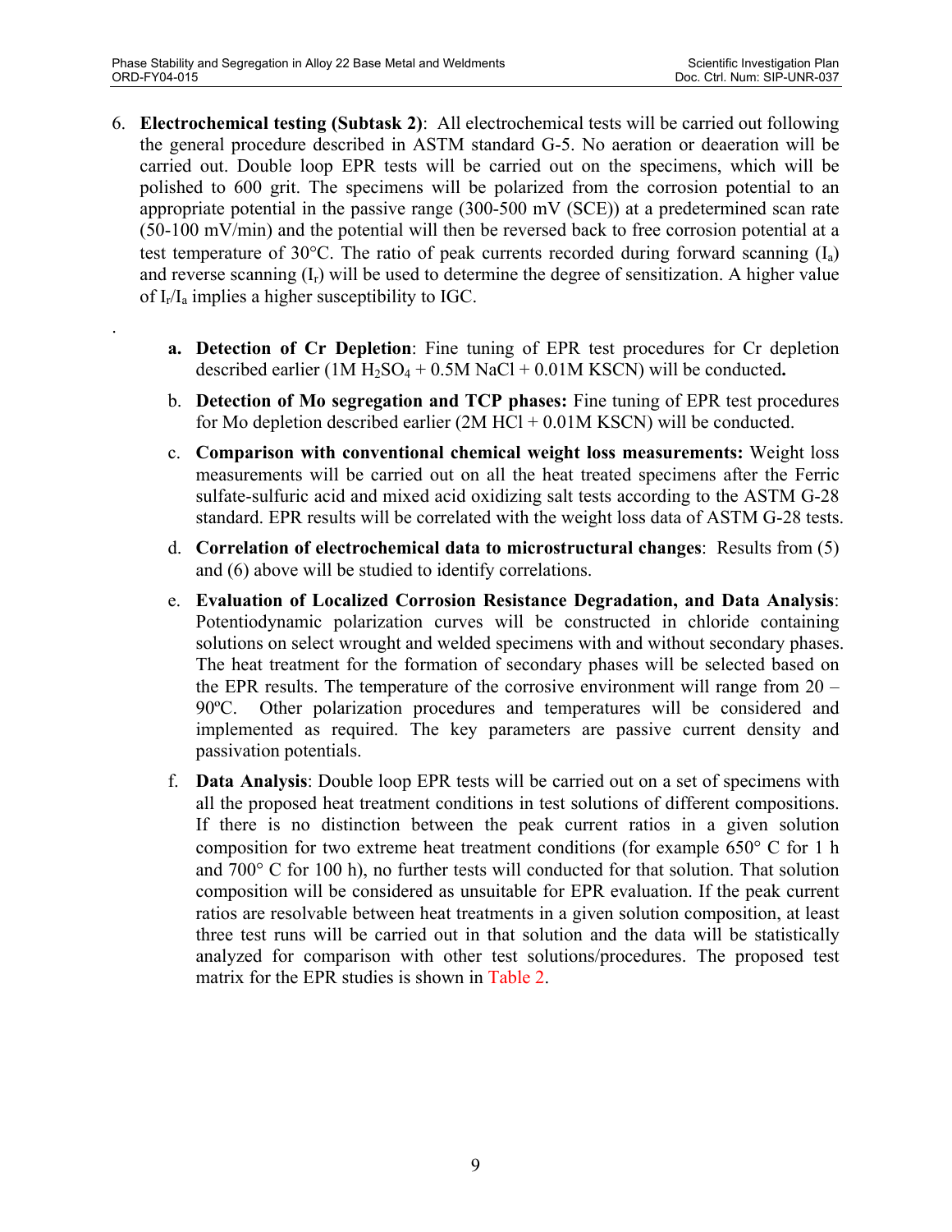6. **Electrochemical testing (Subtask 2)**: All electrochemical tests will be carried out following the general procedure described in ASTM standard G-5. No aeration or deaeration will be carried out. Double loop EPR tests will be carried out on the specimens, which will be polished to 600 grit. The specimens will be polarized from the corrosion potential to an appropriate potential in the passive range (300-500 mV (SCE)) at a predetermined scan rate (50-100 mV/min) and the potential will then be reversed back to free corrosion potential at a test temperature of 30°C. The ratio of peak currents recorded during forward scanning ($I_a$) and reverse scanning ($I_r$) will be used to determine the degree of sensitization. A higher value of $I_r/I_a$ implies a higher susceptibility to IGC.

.

   a. **Detection of Cr Depletion**: Fine tuning of EPR test procedures for Cr depletion described earlier (1M $H_2SO_4$ + 0.5M NaCl + 0.01M KSCN) will be conducted**.**

   b. **Detection of Mo segregation and TCP phases:** Fine tuning of EPR test procedures for Mo depletion described earlier (2M HCl + 0.01M KSCN) will be conducted.

   c. **Comparison with conventional chemical weight loss measurements:** Weight loss measurements will be carried out on all the heat treated specimens after the Ferric sulfate-sulfuric acid and mixed acid oxidizing salt tests according to the ASTM G-28 standard. EPR results will be correlated with the weight loss data of ASTM G-28 tests.

   d. **Correlation of electrochemical data to microstructural changes**: Results from (5) and (6) above will be studied to identify correlations.

   e. **Evaluation of Localized Corrosion Resistance Degradation, and Data Analysis**: Potentiodynamic polarization curves will be constructed in chloride containing solutions on select wrought and welded specimens with and without secondary phases. The heat treatment for the formation of secondary phases will be selected based on the EPR results. The temperature of the corrosive environment will range from 20 – 90ºC. Other polarization procedures and temperatures will be considered and implemented as required. The key parameters are passive current density and passivation potentials.

   f. **Data Analysis**: Double loop EPR tests will be carried out on a set of specimens with all the proposed heat treatment conditions in test solutions of different compositions. If there is no distinction between the peak current ratios in a given solution composition for two extreme heat treatment conditions (for example 650° C for 1 h and 700° C for 100 h), no further tests will conducted for that solution. That solution composition will be considered as unsuitable for EPR evaluation. If the peak current ratios are resolvable between heat treatments in a given solution composition, at least three test runs will be carried out in that solution and the data will be statistically analyzed for comparison with other test solutions/procedures. The proposed test matrix for the EPR studies is shown in Table 2.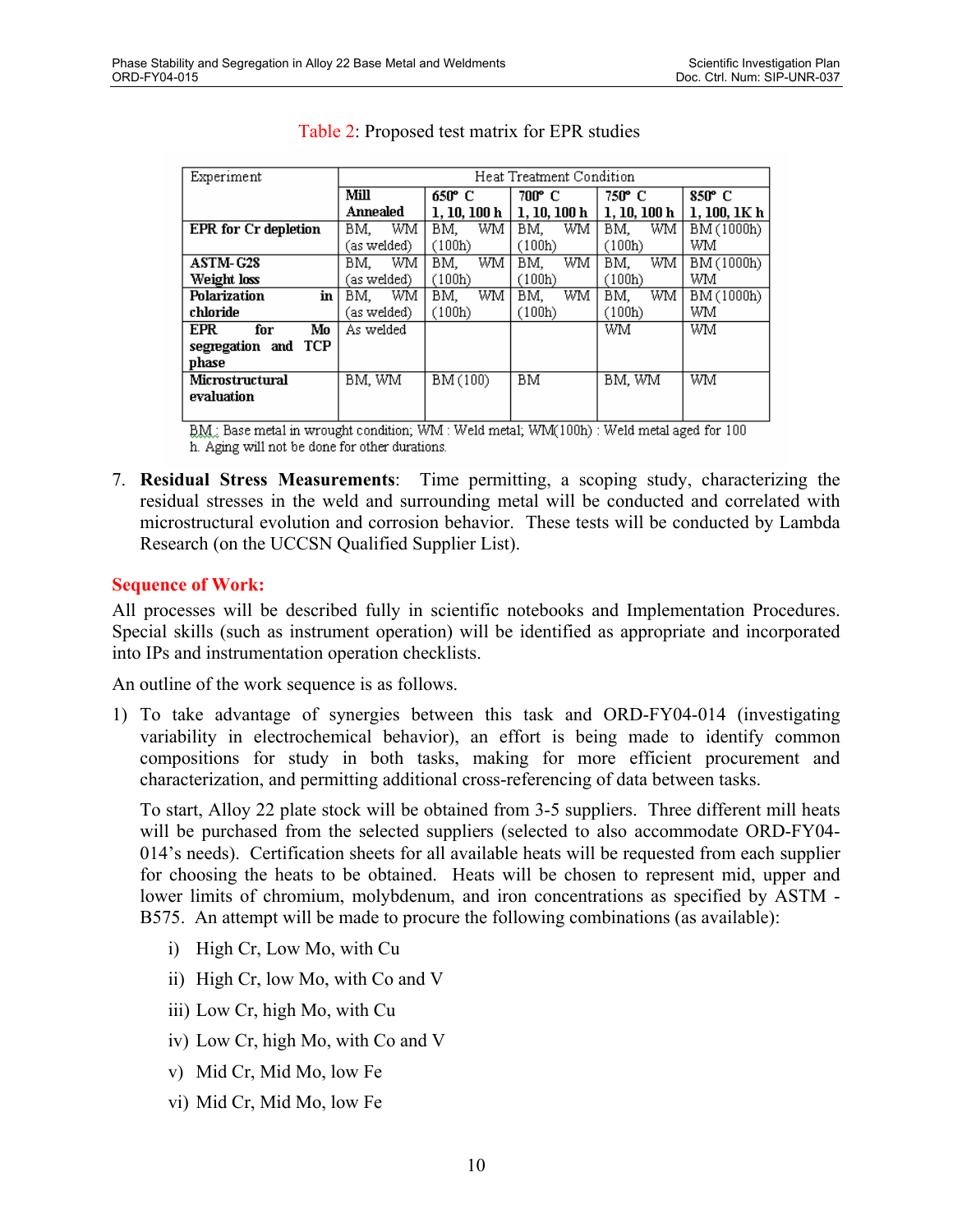Table 2: Proposed test matrix for EPR studies

| Experiment | Heat Treatment Condition | | | | |
|---|---|---|---|---|---|
| | **Mill Annealed** | **650° C 1, 10, 100 h** | **700° C 1, 10, 100 h** | **750° C 1, 10, 100 h** | **850° C 1, 100, 1K h** |
| **EPR for Cr depletion** | BM, WM (as welded) | BM, WM (100h) | BM, WM (100h) | BM, WM (100h) | BM (1000h) WM |
| **ASTM-G28 Weight loss** | BM, WM (as welded) | BM, WM (100h) | BM, WM (100h) | BM, WM (100h) | BM (1000h) WM |
| **Polarization in chloride** | BM, WM (as welded) | BM, WM (100h) | BM, WM (100h) | BM, WM (100h) | BM (1000h) WM |
| **EPR for Mo segregation and TCP phase** | As welded | | | WM | WM |
| **Microstructural evaluation** | BM, WM | BM (100) | BM | BM, WM | WM |

BM : Base metal in wrought condition; WM : Weld metal; WM(100h) : Weld metal aged for 100 h. Aging will not be done for other durations.

7. **Residual Stress Measurements**: Time permitting, a scoping study, characterizing the residual stresses in the weld and surrounding metal will be conducted and correlated with microstructural evolution and corrosion behavior. These tests will be conducted by Lambda Research (on the UCCSN Qualified Supplier List).

## Sequence of Work:

All processes will be described fully in scientific notebooks and Implementation Procedures. Special skills (such as instrument operation) will be identified as appropriate and incorporated into IPs and instrumentation operation checklists.

An outline of the work sequence is as follows.

1) To take advantage of synergies between this task and ORD-FY04-014 (investigating variability in electrochemical behavior), an effort is being made to identify common compositions for study in both tasks, making for more efficient procurement and characterization, and permitting additional cross-referencing of data between tasks.

   To start, Alloy 22 plate stock will be obtained from 3-5 suppliers. Three different mill heats will be purchased from the selected suppliers (selected to also accommodate ORD-FY04-014's needs). Certification sheets for all available heats will be requested from each supplier for choosing the heats to be obtained. Heats will be chosen to represent mid, upper and lower limits of chromium, molybdenum, and iron concentrations as specified by ASTM - B575. An attempt will be made to procure the following combinations (as available):

   i) High Cr, Low Mo, with Cu

   ii) High Cr, low Mo, with Co and V

   iii) Low Cr, high Mo, with Cu

   iv) Low Cr, high Mo, with Co and V

   v) Mid Cr, Mid Mo, low Fe

   vi) Mid Cr, Mid Mo, low Fe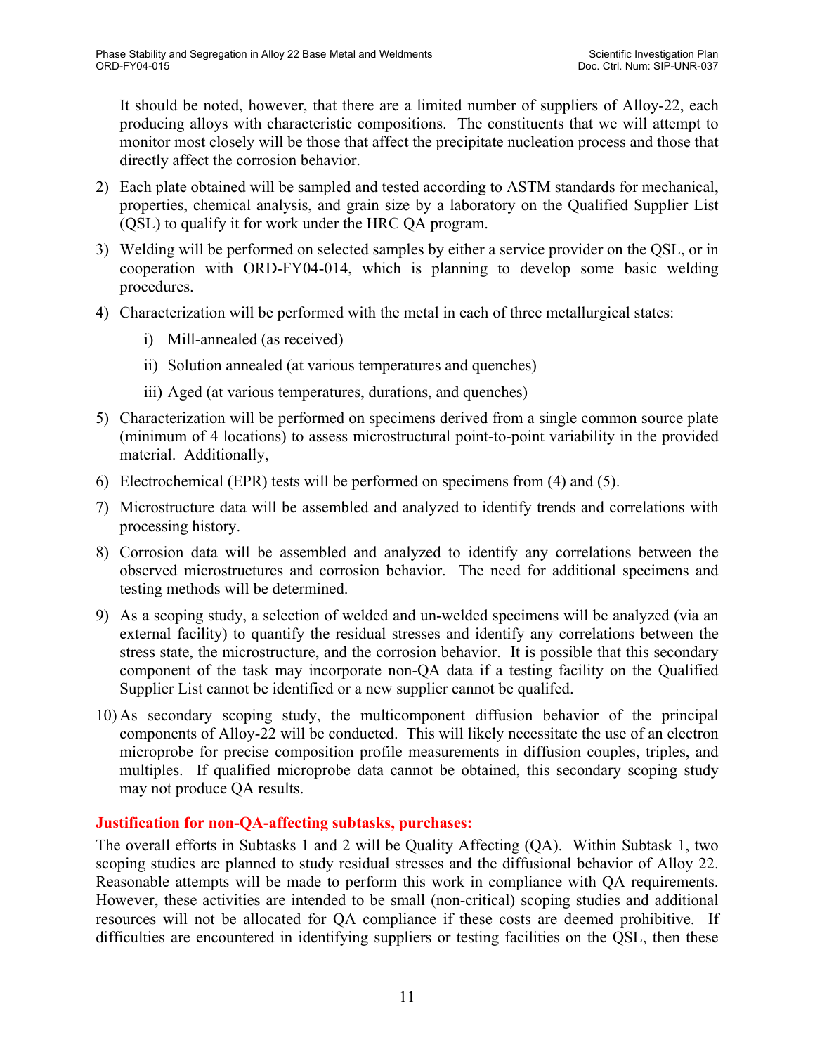It should be noted, however, that there are a limited number of suppliers of Alloy-22, each producing alloys with characteristic compositions. The constituents that we will attempt to monitor most closely will be those that affect the precipitate nucleation process and those that directly affect the corrosion behavior.

2) Each plate obtained will be sampled and tested according to ASTM standards for mechanical, properties, chemical analysis, and grain size by a laboratory on the Qualified Supplier List (QSL) to qualify it for work under the HRC QA program.

3) Welding will be performed on selected samples by either a service provider on the QSL, or in cooperation with ORD-FY04-014, which is planning to develop some basic welding procedures.

4) Characterization will be performed with the metal in each of three metallurgical states:

   i) Mill-annealed (as received)

   ii) Solution annealed (at various temperatures and quenches)

   iii) Aged (at various temperatures, durations, and quenches)

5) Characterization will be performed on specimens derived from a single common source plate (minimum of 4 locations) to assess microstructural point-to-point variability in the provided material. Additionally,

6) Electrochemical (EPR) tests will be performed on specimens from (4) and (5).

7) Microstructure data will be assembled and analyzed to identify trends and correlations with processing history.

8) Corrosion data will be assembled and analyzed to identify any correlations between the observed microstructures and corrosion behavior. The need for additional specimens and testing methods will be determined.

9) As a scoping study, a selection of welded and un-welded specimens will be analyzed (via an external facility) to quantify the residual stresses and identify any correlations between the stress state, the microstructure, and the corrosion behavior. It is possible that this secondary component of the task may incorporate non-QA data if a testing facility on the Qualified Supplier List cannot be identified or a new supplier cannot be qualifed.

10) As secondary scoping study, the multicomponent diffusion behavior of the principal components of Alloy-22 will be conducted. This will likely necessitate the use of an electron microprobe for precise composition profile measurements in diffusion couples, triples, and multiples. If qualified microprobe data cannot be obtained, this secondary scoping study may not produce QA results.

**Justification for non-QA-affecting subtasks, purchases:**

The overall efforts in Subtasks 1 and 2 will be Quality Affecting (QA). Within Subtask 1, two scoping studies are planned to study residual stresses and the diffusional behavior of Alloy 22. Reasonable attempts will be made to perform this work in compliance with QA requirements. However, these activities are intended to be small (non-critical) scoping studies and additional resources will not be allocated for QA compliance if these costs are deemed prohibitive. If difficulties are encountered in identifying suppliers or testing facilities on the QSL, then these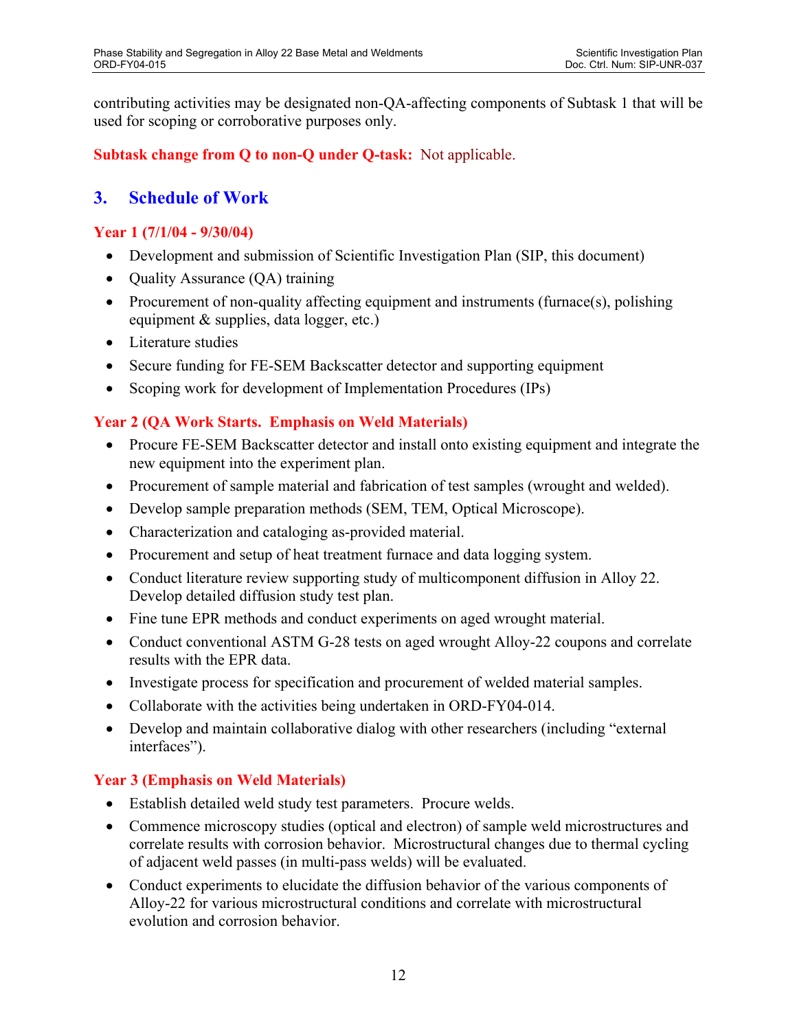contributing activities may be designated non-QA-affecting components of Subtask 1 that will be used for scoping or corroborative purposes only.

**Subtask change from Q to non-Q under Q-task:** Not applicable.

## 3. Schedule of Work

### Year 1 (7/1/04 - 9/30/04)

- Development and submission of Scientific Investigation Plan (SIP, this document)
- Quality Assurance (QA) training
- Procurement of non-quality affecting equipment and instruments (furnace(s), polishing equipment & supplies, data logger, etc.)
- Literature studies
- Secure funding for FE-SEM Backscatter detector and supporting equipment
- Scoping work for development of Implementation Procedures (IPs)

### Year 2 (QA Work Starts. Emphasis on Weld Materials)

- Procure FE-SEM Backscatter detector and install onto existing equipment and integrate the new equipment into the experiment plan.
- Procurement of sample material and fabrication of test samples (wrought and welded).
- Develop sample preparation methods (SEM, TEM, Optical Microscope).
- Characterization and cataloging as-provided material.
- Procurement and setup of heat treatment furnace and data logging system.
- Conduct literature review supporting study of multicomponent diffusion in Alloy 22. Develop detailed diffusion study test plan.
- Fine tune EPR methods and conduct experiments on aged wrought material.
- Conduct conventional ASTM G-28 tests on aged wrought Alloy-22 coupons and correlate results with the EPR data.
- Investigate process for specification and procurement of welded material samples.
- Collaborate with the activities being undertaken in ORD-FY04-014.
- Develop and maintain collaborative dialog with other researchers (including "external interfaces").

### Year 3 (Emphasis on Weld Materials)

- Establish detailed weld study test parameters. Procure welds.
- Commence microscopy studies (optical and electron) of sample weld microstructures and correlate results with corrosion behavior. Microstructural changes due to thermal cycling of adjacent weld passes (in multi-pass welds) will be evaluated.
- Conduct experiments to elucidate the diffusion behavior of the various components of Alloy-22 for various microstructural conditions and correlate with microstructural evolution and corrosion behavior.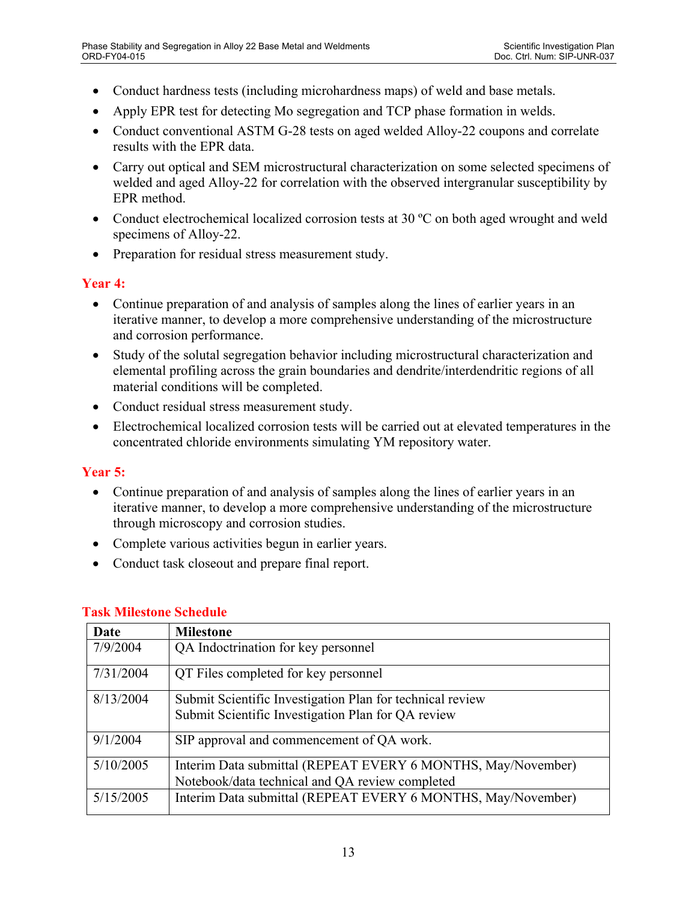- Conduct hardness tests (including microhardness maps) of weld and base metals.
- Apply EPR test for detecting Mo segregation and TCP phase formation in welds.
- Conduct conventional ASTM G-28 tests on aged welded Alloy-22 coupons and correlate results with the EPR data.
- Carry out optical and SEM microstructural characterization on some selected specimens of welded and aged Alloy-22 for correlation with the observed intergranular susceptibility by EPR method.
- Conduct electrochemical localized corrosion tests at 30 ºC on both aged wrought and weld specimens of Alloy-22.
- Preparation for residual stress measurement study.

### Year 4:

- Continue preparation of and analysis of samples along the lines of earlier years in an iterative manner, to develop a more comprehensive understanding of the microstructure and corrosion performance.
- Study of the solutal segregation behavior including microstructural characterization and elemental profiling across the grain boundaries and dendrite/interdendritic regions of all material conditions will be completed.
- Conduct residual stress measurement study.
- Electrochemical localized corrosion tests will be carried out at elevated temperatures in the concentrated chloride environments simulating YM repository water.

### Year 5:

- Continue preparation of and analysis of samples along the lines of earlier years in an iterative manner, to develop a more comprehensive understanding of the microstructure through microscopy and corrosion studies.
- Complete various activities begun in earlier years.
- Conduct task closeout and prepare final report.

### Task Milestone Schedule

| Date | Milestone |
|---|---|
| 7/9/2004 | QA Indoctrination for key personnel |
| 7/31/2004 | QT Files completed for key personnel |
| 8/13/2004 | Submit Scientific Investigation Plan for technical review<br>Submit Scientific Investigation Plan for QA review |
| 9/1/2004 | SIP approval and commencement of QA work. |
| 5/10/2005 | Interim Data submittal (REPEAT EVERY 6 MONTHS, May/November)<br>Notebook/data technical and QA review completed |
| 5/15/2005 | Interim Data submittal (REPEAT EVERY 6 MONTHS, May/November) |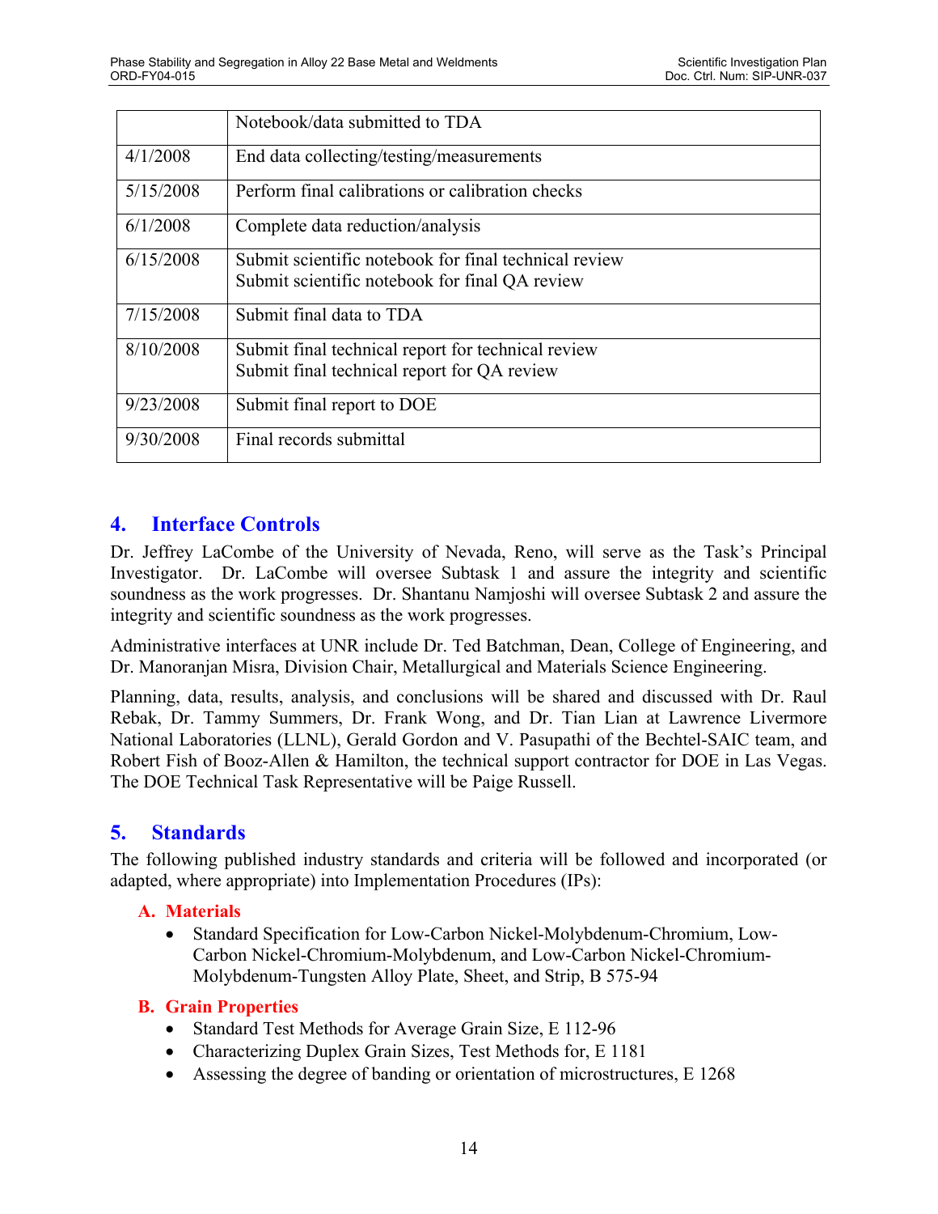|  |  |
|---|---|
|  | Notebook/data submitted to TDA |
| 4/1/2008 | End data collecting/testing/measurements |
| 5/15/2008 | Perform final calibrations or calibration checks |
| 6/1/2008 | Complete data reduction/analysis |
| 6/15/2008 | Submit scientific notebook for final technical review<br>Submit scientific notebook for final QA review |
| 7/15/2008 | Submit final data to TDA |
| 8/10/2008 | Submit final technical report for technical review<br>Submit final technical report for QA review |
| 9/23/2008 | Submit final report to DOE |
| 9/30/2008 | Final records submittal |

## 4. Interface Controls

Dr. Jeffrey LaCombe of the University of Nevada, Reno, will serve as the Task's Principal Investigator. Dr. LaCombe will oversee Subtask 1 and assure the integrity and scientific soundness as the work progresses. Dr. Shantanu Namjoshi will oversee Subtask 2 and assure the integrity and scientific soundness as the work progresses.

Administrative interfaces at UNR include Dr. Ted Batchman, Dean, College of Engineering, and Dr. Manoranjan Misra, Division Chair, Metallurgical and Materials Science Engineering.

Planning, data, results, analysis, and conclusions will be shared and discussed with Dr. Raul Rebak, Dr. Tammy Summers, Dr. Frank Wong, and Dr. Tian Lian at Lawrence Livermore National Laboratories (LLNL), Gerald Gordon and V. Pasupathi of the Bechtel-SAIC team, and Robert Fish of Booz-Allen & Hamilton, the technical support contractor for DOE in Las Vegas. The DOE Technical Task Representative will be Paige Russell.

## 5. Standards

The following published industry standards and criteria will be followed and incorporated (or adapted, where appropriate) into Implementation Procedures (IPs):

### A. Materials

- Standard Specification for Low-Carbon Nickel-Molybdenum-Chromium, Low-Carbon Nickel-Chromium-Molybdenum, and Low-Carbon Nickel-Chromium-Molybdenum-Tungsten Alloy Plate, Sheet, and Strip, B 575-94

### B. Grain Properties

- Standard Test Methods for Average Grain Size, E 112-96
- Characterizing Duplex Grain Sizes, Test Methods for, E 1181
- Assessing the degree of banding or orientation of microstructures, E 1268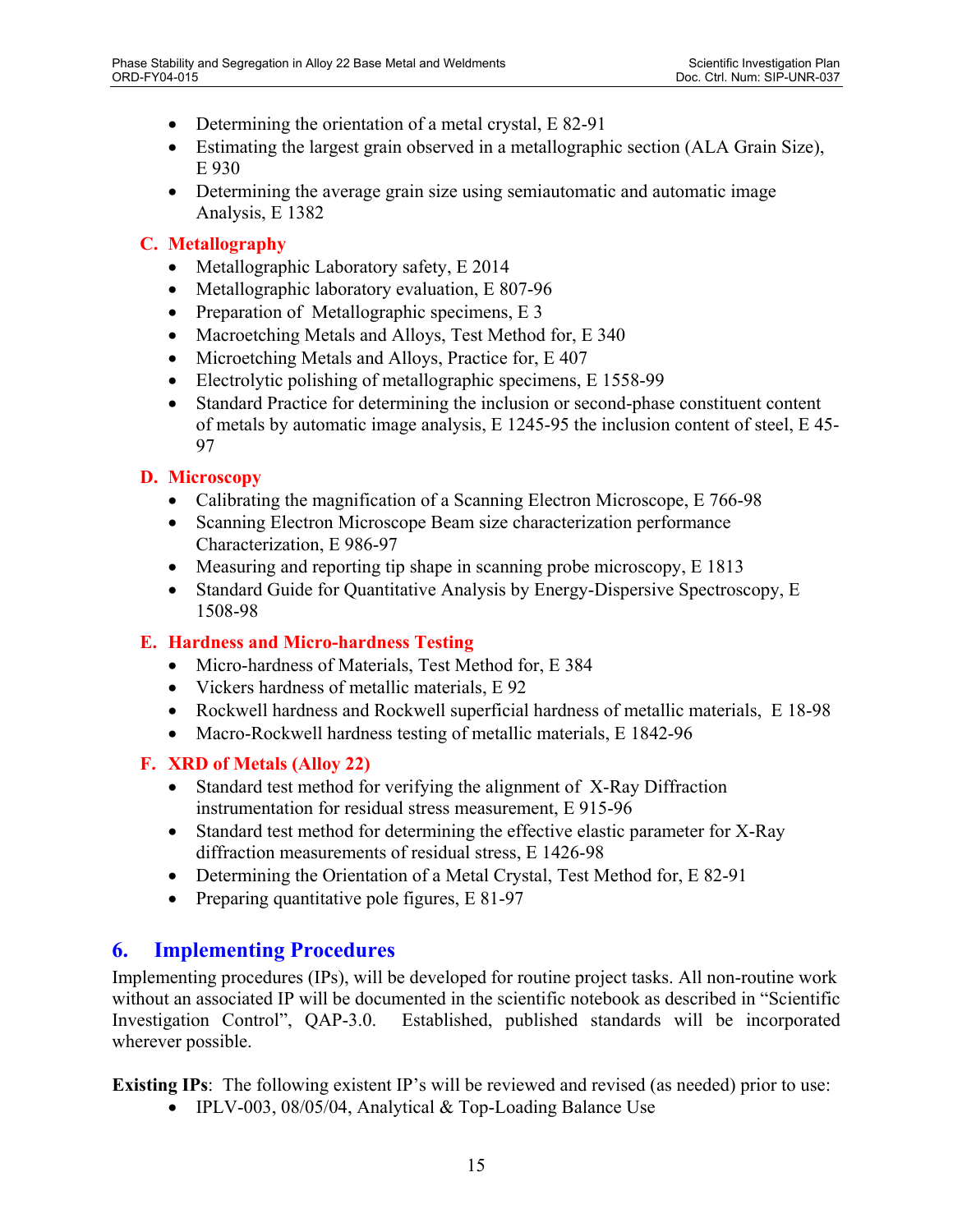- Determining the orientation of a metal crystal, E 82-91
- Estimating the largest grain observed in a metallographic section (ALA Grain Size), E 930
- Determining the average grain size using semiautomatic and automatic image Analysis, E 1382

### C. Metallography

- Metallographic Laboratory safety, E 2014
- Metallographic laboratory evaluation, E 807-96
- Preparation of Metallographic specimens, E 3
- Macroetching Metals and Alloys, Test Method for, E 340
- Microetching Metals and Alloys, Practice for, E 407
- Electrolytic polishing of metallographic specimens, E 1558-99
- Standard Practice for determining the inclusion or second-phase constituent content of metals by automatic image analysis, E 1245-95 the inclusion content of steel, E 45-97

### D. Microscopy

- Calibrating the magnification of a Scanning Electron Microscope, E 766-98
- Scanning Electron Microscope Beam size characterization performance Characterization, E 986-97
- Measuring and reporting tip shape in scanning probe microscopy, E 1813
- Standard Guide for Quantitative Analysis by Energy-Dispersive Spectroscopy, E 1508-98

### E. Hardness and Micro-hardness Testing

- Micro-hardness of Materials, Test Method for, E 384
- Vickers hardness of metallic materials, E 92
- Rockwell hardness and Rockwell superficial hardness of metallic materials, E 18-98
- Macro-Rockwell hardness testing of metallic materials, E 1842-96

### F. XRD of Metals (Alloy 22)

- Standard test method for verifying the alignment of X-Ray Diffraction instrumentation for residual stress measurement, E 915-96
- Standard test method for determining the effective elastic parameter for X-Ray diffraction measurements of residual stress, E 1426-98
- Determining the Orientation of a Metal Crystal, Test Method for, E 82-91
- Preparing quantitative pole figures, E 81-97

## 6. Implementing Procedures

Implementing procedures (IPs), will be developed for routine project tasks. All non-routine work without an associated IP will be documented in the scientific notebook as described in "Scientific Investigation Control", QAP-3.0. Established, published standards will be incorporated wherever possible.

**Existing IPs**: The following existent IP's will be reviewed and revised (as needed) prior to use:

- IPLV-003, 08/05/04, Analytical & Top-Loading Balance Use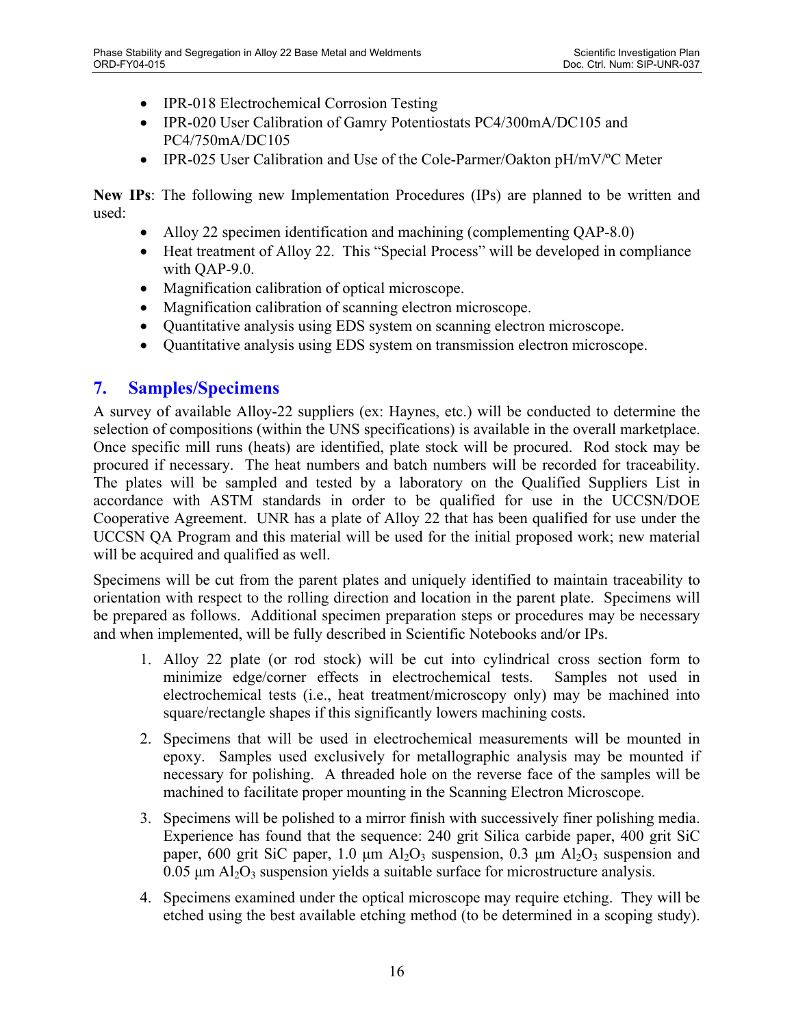- IPR-018 Electrochemical Corrosion Testing
- IPR-020 User Calibration of Gamry Potentiostats PC4/300mA/DC105 and PC4/750mA/DC105
- IPR-025 User Calibration and Use of the Cole-Parmer/Oakton pH/mV/ºC Meter

**New IPs**: The following new Implementation Procedures (IPs) are planned to be written and used:

- Alloy 22 specimen identification and machining (complementing QAP-8.0)
- Heat treatment of Alloy 22. This "Special Process" will be developed in compliance with QAP-9.0.
- Magnification calibration of optical microscope.
- Magnification calibration of scanning electron microscope.
- Quantitative analysis using EDS system on scanning electron microscope.
- Quantitative analysis using EDS system on transmission electron microscope.

## 7. Samples/Specimens

A survey of available Alloy-22 suppliers (ex: Haynes, etc.) will be conducted to determine the selection of compositions (within the UNS specifications) is available in the overall marketplace. Once specific mill runs (heats) are identified, plate stock will be procured. Rod stock may be procured if necessary. The heat numbers and batch numbers will be recorded for traceability. The plates will be sampled and tested by a laboratory on the Qualified Suppliers List in accordance with ASTM standards in order to be qualified for use in the UCCSN/DOE Cooperative Agreement. UNR has a plate of Alloy 22 that has been qualified for use under the UCCSN QA Program and this material will be used for the initial proposed work; new material will be acquired and qualified as well.

Specimens will be cut from the parent plates and uniquely identified to maintain traceability to orientation with respect to the rolling direction and location in the parent plate. Specimens will be prepared as follows. Additional specimen preparation steps or procedures may be necessary and when implemented, will be fully described in Scientific Notebooks and/or IPs.

1. Alloy 22 plate (or rod stock) will be cut into cylindrical cross section form to minimize edge/corner effects in electrochemical tests. Samples not used in electrochemical tests (i.e., heat treatment/microscopy only) may be machined into square/rectangle shapes if this significantly lowers machining costs.

2. Specimens that will be used in electrochemical measurements will be mounted in epoxy. Samples used exclusively for metallographic analysis may be mounted if necessary for polishing. A threaded hole on the reverse face of the samples will be machined to facilitate proper mounting in the Scanning Electron Microscope.

3. Specimens will be polished to a mirror finish with successively finer polishing media. Experience has found that the sequence: 240 grit Silica carbide paper, 400 grit SiC paper, 600 grit SiC paper, 1.0 µm $Al_2O_3$ suspension, 0.3 µm $Al_2O_3$ suspension and 0.05 µm $Al_2O_3$ suspension yields a suitable surface for microstructure analysis.

4. Specimens examined under the optical microscope may require etching. They will be etched using the best available etching method (to be determined in a scoping study).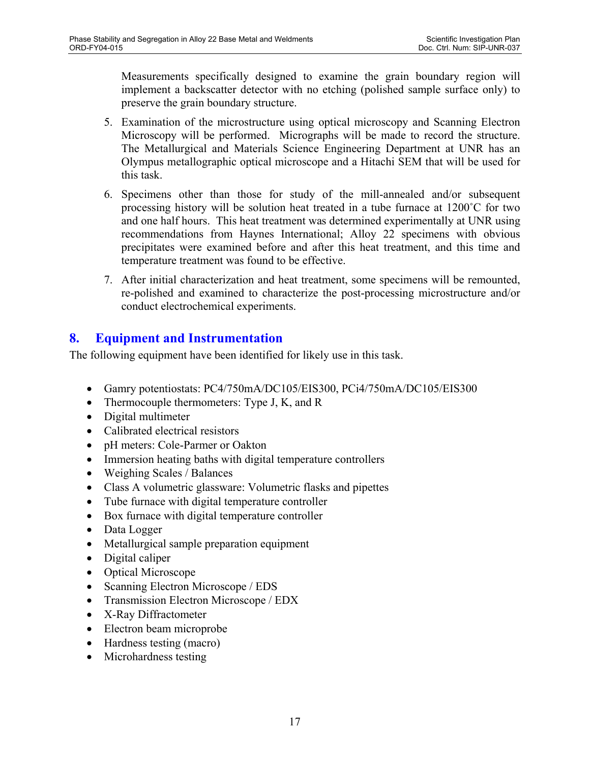Measurements specifically designed to examine the grain boundary region will implement a backscatter detector with no etching (polished sample surface only) to preserve the grain boundary structure.

5. Examination of the microstructure using optical microscopy and Scanning Electron Microscopy will be performed. Micrographs will be made to record the structure. The Metallurgical and Materials Science Engineering Department at UNR has an Olympus metallographic optical microscope and a Hitachi SEM that will be used for this task.

6. Specimens other than those for study of the mill-annealed and/or subsequent processing history will be solution heat treated in a tube furnace at 1200˚C for two and one half hours. This heat treatment was determined experimentally at UNR using recommendations from Haynes International; Alloy 22 specimens with obvious precipitates were examined before and after this heat treatment, and this time and temperature treatment was found to be effective.

7. After initial characterization and heat treatment, some specimens will be remounted, re-polished and examined to characterize the post-processing microstructure and/or conduct electrochemical experiments.

## 8. Equipment and Instrumentation

The following equipment have been identified for likely use in this task.

- Gamry potentiostats: PC4/750mA/DC105/EIS300, PCi4/750mA/DC105/EIS300
- Thermocouple thermometers: Type J, K, and R
- Digital multimeter
- Calibrated electrical resistors
- pH meters: Cole-Parmer or Oakton
- Immersion heating baths with digital temperature controllers
- Weighing Scales / Balances
- Class A volumetric glassware: Volumetric flasks and pipettes
- Tube furnace with digital temperature controller
- Box furnace with digital temperature controller
- Data Logger
- Metallurgical sample preparation equipment
- Digital caliper
- Optical Microscope
- Scanning Electron Microscope / EDS
- Transmission Electron Microscope / EDX
- X-Ray Diffractometer
- Electron beam microprobe
- Hardness testing (macro)
- Microhardness testing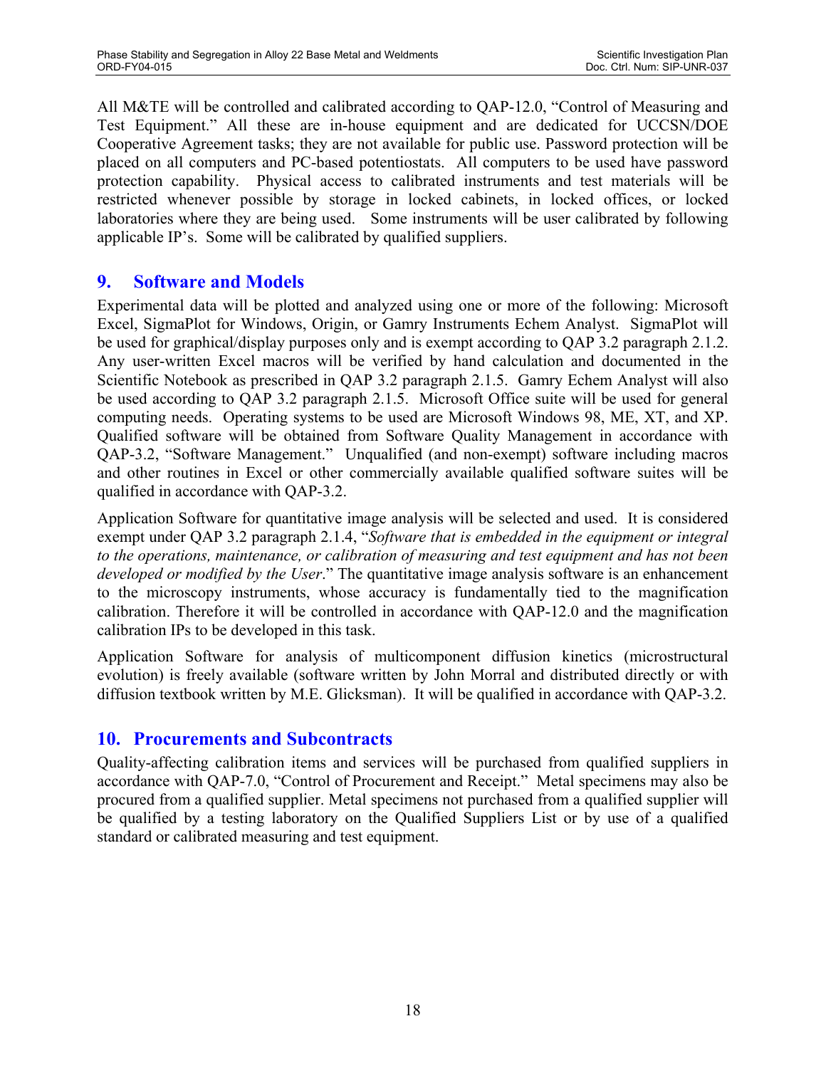All M&TE will be controlled and calibrated according to QAP-12.0, "Control of Measuring and Test Equipment." All these are in-house equipment and are dedicated for UCCSN/DOE Cooperative Agreement tasks; they are not available for public use. Password protection will be placed on all computers and PC-based potentiostats. All computers to be used have password protection capability. Physical access to calibrated instruments and test materials will be restricted whenever possible by storage in locked cabinets, in locked offices, or locked laboratories where they are being used. Some instruments will be user calibrated by following applicable IP's. Some will be calibrated by qualified suppliers.

## 9. Software and Models

Experimental data will be plotted and analyzed using one or more of the following: Microsoft Excel, SigmaPlot for Windows, Origin, or Gamry Instruments Echem Analyst. SigmaPlot will be used for graphical/display purposes only and is exempt according to QAP 3.2 paragraph 2.1.2. Any user-written Excel macros will be verified by hand calculation and documented in the Scientific Notebook as prescribed in QAP 3.2 paragraph 2.1.5. Gamry Echem Analyst will also be used according to QAP 3.2 paragraph 2.1.5. Microsoft Office suite will be used for general computing needs. Operating systems to be used are Microsoft Windows 98, ME, XT, and XP. Qualified software will be obtained from Software Quality Management in accordance with QAP-3.2, "Software Management." Unqualified (and non-exempt) software including macros and other routines in Excel or other commercially available qualified software suites will be qualified in accordance with QAP-3.2.

Application Software for quantitative image analysis will be selected and used. It is considered exempt under QAP 3.2 paragraph 2.1.4, "*Software that is embedded in the equipment or integral to the operations, maintenance, or calibration of measuring and test equipment and has not been developed or modified by the User*." The quantitative image analysis software is an enhancement to the microscopy instruments, whose accuracy is fundamentally tied to the magnification calibration. Therefore it will be controlled in accordance with QAP-12.0 and the magnification calibration IPs to be developed in this task.

Application Software for analysis of multicomponent diffusion kinetics (microstructural evolution) is freely available (software written by John Morral and distributed directly or with diffusion textbook written by M.E. Glicksman). It will be qualified in accordance with QAP-3.2.

## 10. Procurements and Subcontracts

Quality-affecting calibration items and services will be purchased from qualified suppliers in accordance with QAP-7.0, "Control of Procurement and Receipt." Metal specimens may also be procured from a qualified supplier. Metal specimens not purchased from a qualified supplier will be qualified by a testing laboratory on the Qualified Suppliers List or by use of a qualified standard or calibrated measuring and test equipment.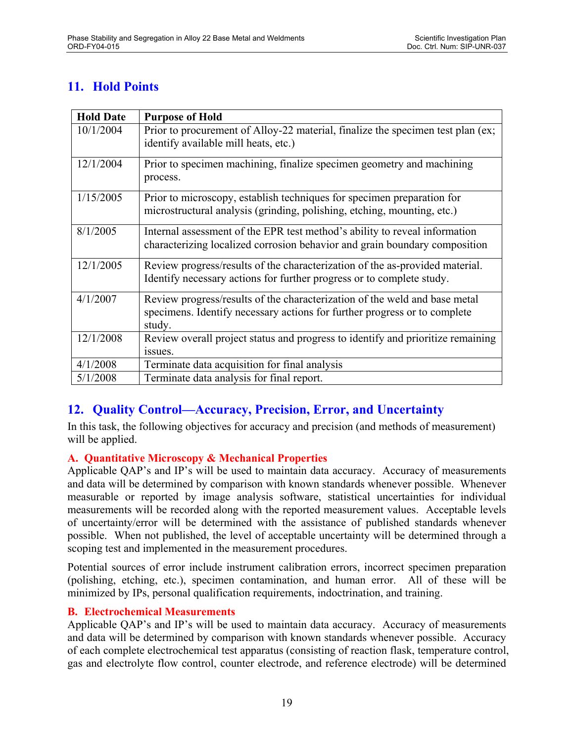## 11. Hold Points

| Hold Date | Purpose of Hold |
|---|---|
| 10/1/2004 | Prior to procurement of Alloy-22 material, finalize the specimen test plan (ex; identify available mill heats, etc.) |
| 12/1/2004 | Prior to specimen machining, finalize specimen geometry and machining process. |
| 1/15/2005 | Prior to microscopy, establish techniques for specimen preparation for microstructural analysis (grinding, polishing, etching, mounting, etc.) |
| 8/1/2005 | Internal assessment of the EPR test method's ability to reveal information characterizing localized corrosion behavior and grain boundary composition |
| 12/1/2005 | Review progress/results of the characterization of the as-provided material. Identify necessary actions for further progress or to complete study. |
| 4/1/2007 | Review progress/results of the characterization of the weld and base metal specimens. Identify necessary actions for further progress or to complete study. |
| 12/1/2008 | Review overall project status and progress to identify and prioritize remaining issues. |
| 4/1/2008 | Terminate data acquisition for final analysis |
| 5/1/2008 | Terminate data analysis for final report. |

## 12. Quality Control—Accuracy, Precision, Error, and Uncertainty

In this task, the following objectives for accuracy and precision (and methods of measurement) will be applied.

### A. Quantitative Microscopy & Mechanical Properties

Applicable QAP's and IP's will be used to maintain data accuracy. Accuracy of measurements and data will be determined by comparison with known standards whenever possible. Whenever measurable or reported by image analysis software, statistical uncertainties for individual measurements will be recorded along with the reported measurement values. Acceptable levels of uncertainty/error will be determined with the assistance of published standards whenever possible. When not published, the level of acceptable uncertainty will be determined through a scoping test and implemented in the measurement procedures.

Potential sources of error include instrument calibration errors, incorrect specimen preparation (polishing, etching, etc.), specimen contamination, and human error. All of these will be minimized by IPs, personal qualification requirements, indoctrination, and training.

### B. Electrochemical Measurements

Applicable QAP's and IP's will be used to maintain data accuracy. Accuracy of measurements and data will be determined by comparison with known standards whenever possible. Accuracy of each complete electrochemical test apparatus (consisting of reaction flask, temperature control, gas and electrolyte flow control, counter electrode, and reference electrode) will be determined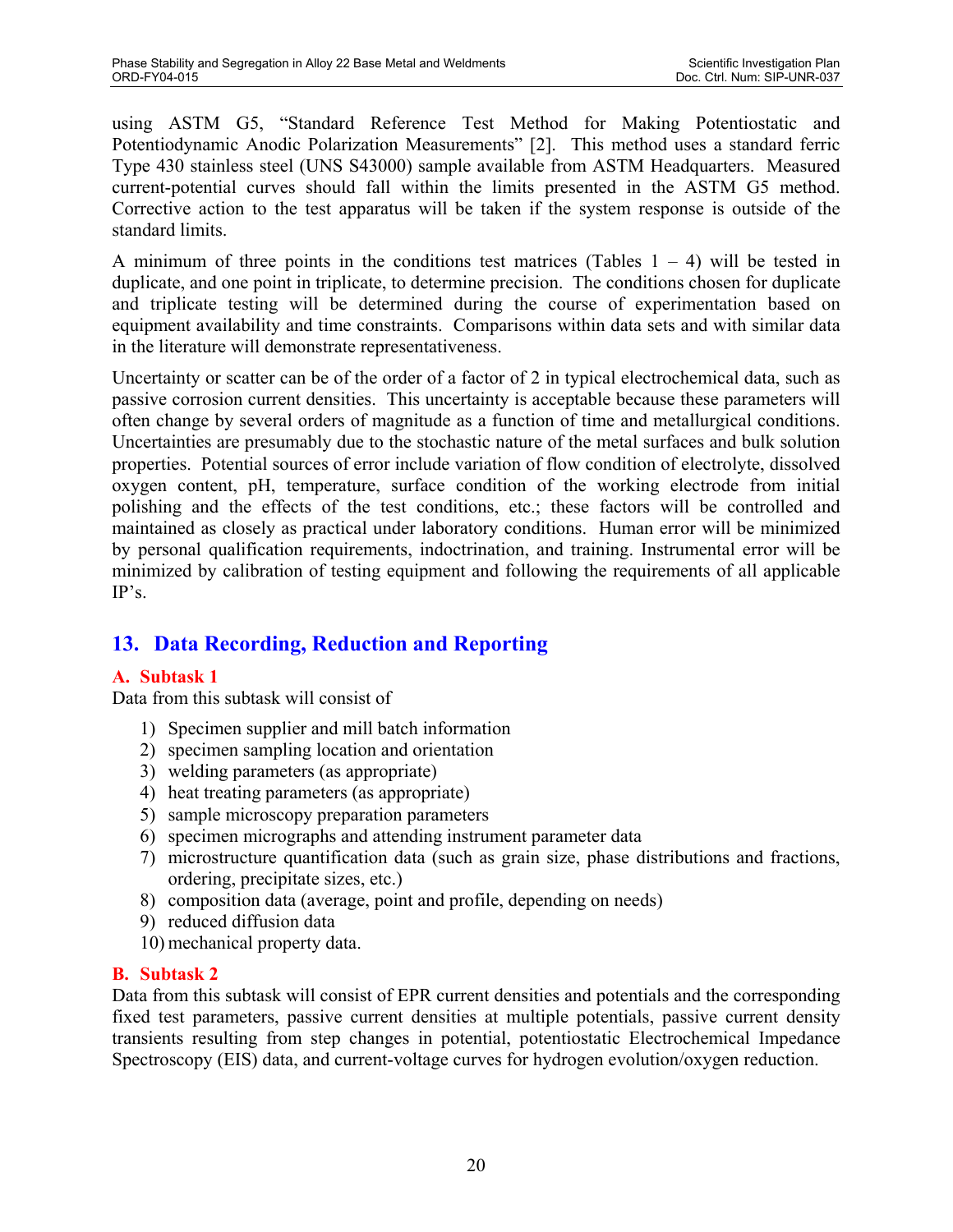using ASTM G5, "Standard Reference Test Method for Making Potentiostatic and Potentiodynamic Anodic Polarization Measurements" [2]. This method uses a standard ferric Type 430 stainless steel (UNS S43000) sample available from ASTM Headquarters. Measured current-potential curves should fall within the limits presented in the ASTM G5 method. Corrective action to the test apparatus will be taken if the system response is outside of the standard limits.

A minimum of three points in the conditions test matrices (Tables 1 – 4) will be tested in duplicate, and one point in triplicate, to determine precision. The conditions chosen for duplicate and triplicate testing will be determined during the course of experimentation based on equipment availability and time constraints. Comparisons within data sets and with similar data in the literature will demonstrate representativeness.

Uncertainty or scatter can be of the order of a factor of 2 in typical electrochemical data, such as passive corrosion current densities. This uncertainty is acceptable because these parameters will often change by several orders of magnitude as a function of time and metallurgical conditions. Uncertainties are presumably due to the stochastic nature of the metal surfaces and bulk solution properties. Potential sources of error include variation of flow condition of electrolyte, dissolved oxygen content, pH, temperature, surface condition of the working electrode from initial polishing and the effects of the test conditions, etc.; these factors will be controlled and maintained as closely as practical under laboratory conditions. Human error will be minimized by personal qualification requirements, indoctrination, and training. Instrumental error will be minimized by calibration of testing equipment and following the requirements of all applicable IP's.

## 13. Data Recording, Reduction and Reporting

### A. Subtask 1

Data from this subtask will consist of

1) Specimen supplier and mill batch information
2) specimen sampling location and orientation
3) welding parameters (as appropriate)
4) heat treating parameters (as appropriate)
5) sample microscopy preparation parameters
6) specimen micrographs and attending instrument parameter data
7) microstructure quantification data (such as grain size, phase distributions and fractions, ordering, precipitate sizes, etc.)
8) composition data (average, point and profile, depending on needs)
9) reduced diffusion data
10) mechanical property data.

### B. Subtask 2

Data from this subtask will consist of EPR current densities and potentials and the corresponding fixed test parameters, passive current densities at multiple potentials, passive current density transients resulting from step changes in potential, potentiostatic Electrochemical Impedance Spectroscopy (EIS) data, and current-voltage curves for hydrogen evolution/oxygen reduction.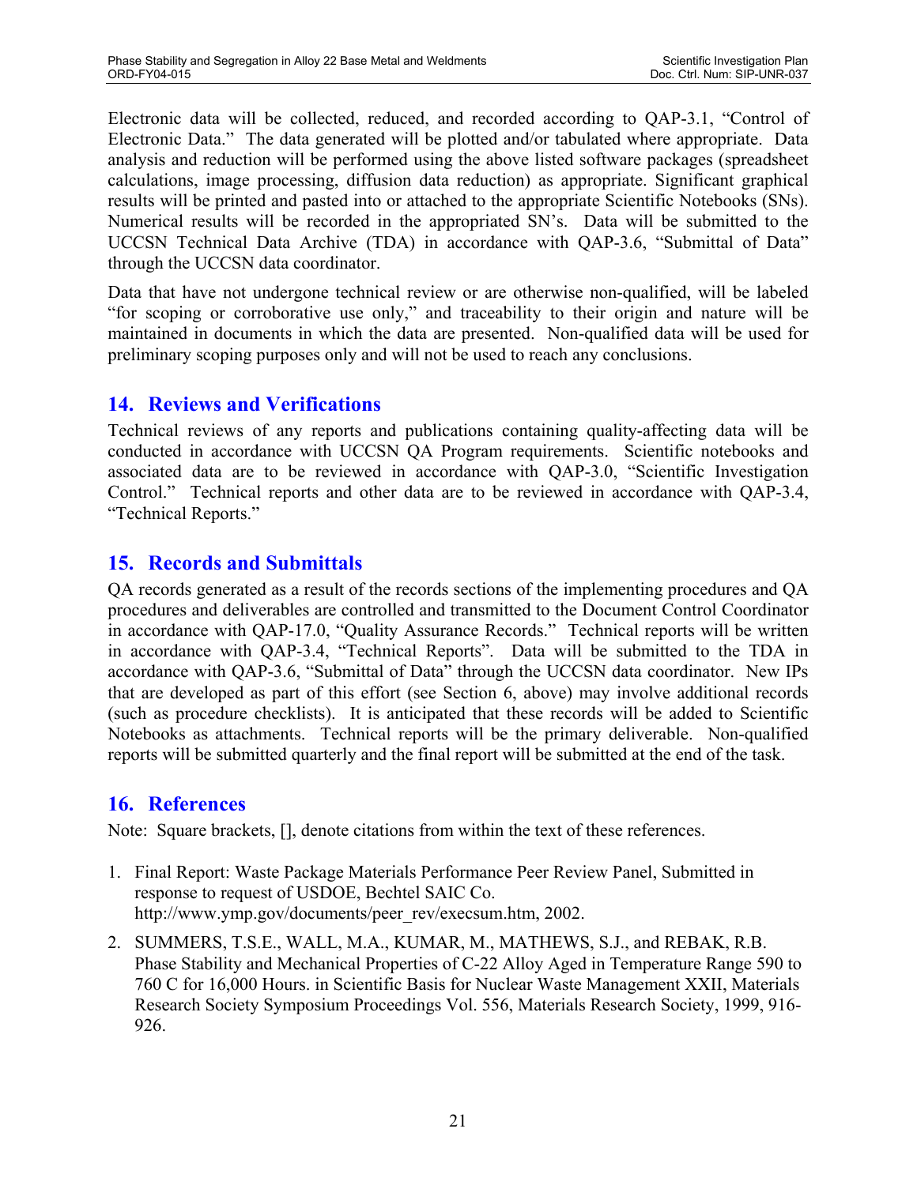Electronic data will be collected, reduced, and recorded according to QAP-3.1, "Control of Electronic Data." The data generated will be plotted and/or tabulated where appropriate. Data analysis and reduction will be performed using the above listed software packages (spreadsheet calculations, image processing, diffusion data reduction) as appropriate. Significant graphical results will be printed and pasted into or attached to the appropriate Scientific Notebooks (SNs). Numerical results will be recorded in the appropriated SN's. Data will be submitted to the UCCSN Technical Data Archive (TDA) in accordance with QAP-3.6, "Submittal of Data" through the UCCSN data coordinator.

Data that have not undergone technical review or are otherwise non-qualified, will be labeled "for scoping or corroborative use only," and traceability to their origin and nature will be maintained in documents in which the data are presented. Non-qualified data will be used for preliminary scoping purposes only and will not be used to reach any conclusions.

## 14. Reviews and Verifications

Technical reviews of any reports and publications containing quality-affecting data will be conducted in accordance with UCCSN QA Program requirements. Scientific notebooks and associated data are to be reviewed in accordance with QAP-3.0, "Scientific Investigation Control." Technical reports and other data are to be reviewed in accordance with QAP-3.4, "Technical Reports."

## 15. Records and Submittals

QA records generated as a result of the records sections of the implementing procedures and QA procedures and deliverables are controlled and transmitted to the Document Control Coordinator in accordance with QAP-17.0, "Quality Assurance Records." Technical reports will be written in accordance with QAP-3.4, "Technical Reports". Data will be submitted to the TDA in accordance with QAP-3.6, "Submittal of Data" through the UCCSN data coordinator. New IPs that are developed as part of this effort (see Section 6, above) may involve additional records (such as procedure checklists). It is anticipated that these records will be added to Scientific Notebooks as attachments. Technical reports will be the primary deliverable. Non-qualified reports will be submitted quarterly and the final report will be submitted at the end of the task.

## 16. References

Note: Square brackets, [], denote citations from within the text of these references.

1. Final Report: Waste Package Materials Performance Peer Review Panel, Submitted in response to request of USDOE, Bechtel SAIC Co. http://www.ymp.gov/documents/peer_rev/execsum.htm, 2002.

2. SUMMERS, T.S.E., WALL, M.A., KUMAR, M., MATHEWS, S.J., and REBAK, R.B. Phase Stability and Mechanical Properties of C-22 Alloy Aged in Temperature Range 590 to 760 C for 16,000 Hours. in Scientific Basis for Nuclear Waste Management XXII, Materials Research Society Symposium Proceedings Vol. 556, Materials Research Society, 1999, 916-926.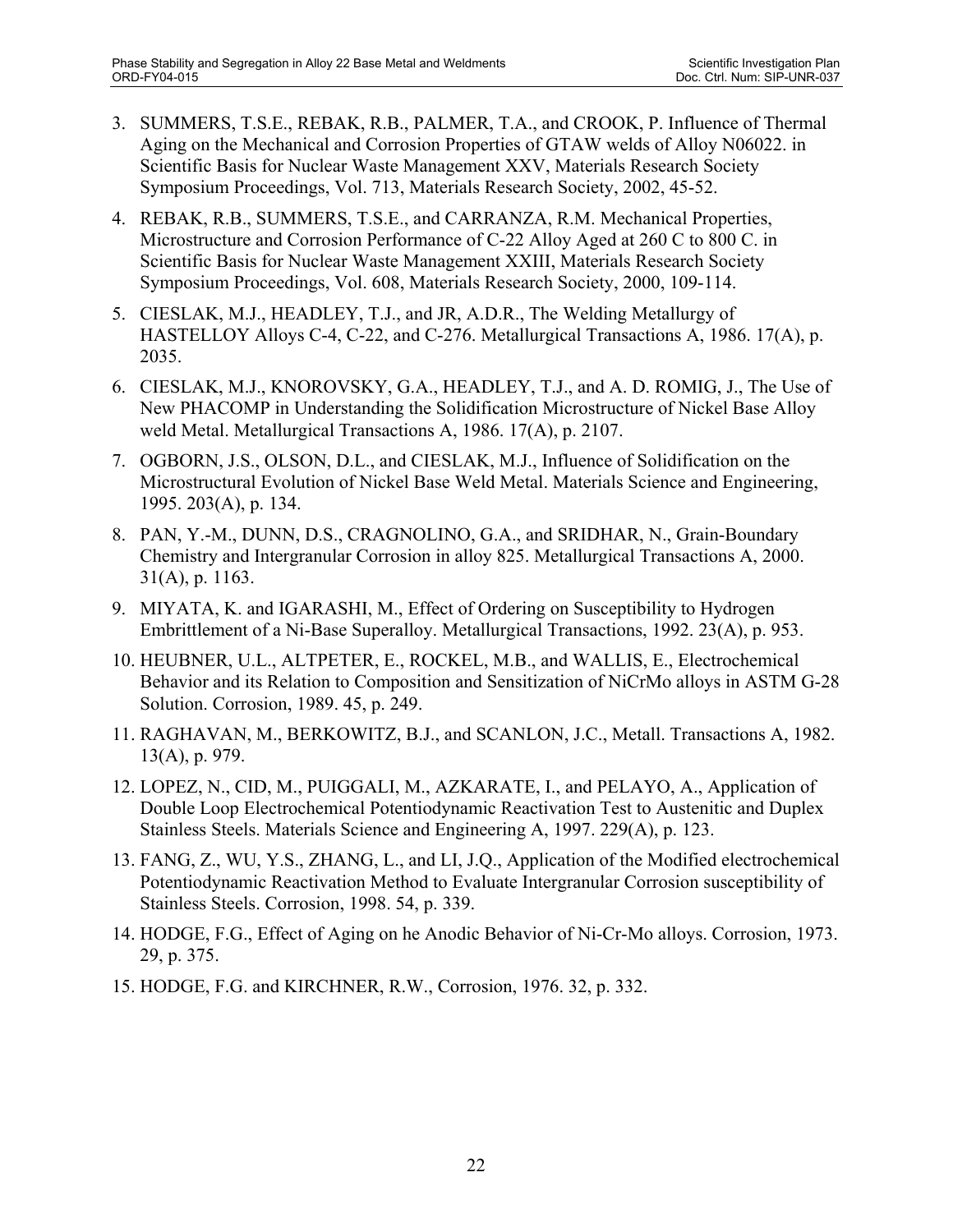3. SUMMERS, T.S.E., REBAK, R.B., PALMER, T.A., and CROOK, P. Influence of Thermal Aging on the Mechanical and Corrosion Properties of GTAW welds of Alloy N06022. in Scientific Basis for Nuclear Waste Management XXV, Materials Research Society Symposium Proceedings, Vol. 713, Materials Research Society, 2002, 45-52.

4. REBAK, R.B., SUMMERS, T.S.E., and CARRANZA, R.M. Mechanical Properties, Microstructure and Corrosion Performance of C-22 Alloy Aged at 260 C to 800 C. in Scientific Basis for Nuclear Waste Management XXIII, Materials Research Society Symposium Proceedings, Vol. 608, Materials Research Society, 2000, 109-114.

5. CIESLAK, M.J., HEADLEY, T.J., and JR, A.D.R., The Welding Metallurgy of HASTELLOY Alloys C-4, C-22, and C-276. Metallurgical Transactions A, 1986. 17(A), p. 2035.

6. CIESLAK, M.J., KNOROVSKY, G.A., HEADLEY, T.J., and A. D. ROMIG, J., The Use of New PHACOMP in Understanding the Solidification Microstructure of Nickel Base Alloy weld Metal. Metallurgical Transactions A, 1986. 17(A), p. 2107.

7. OGBORN, J.S., OLSON, D.L., and CIESLAK, M.J., Influence of Solidification on the Microstructural Evolution of Nickel Base Weld Metal. Materials Science and Engineering, 1995. 203(A), p. 134.

8. PAN, Y.-M., DUNN, D.S., CRAGNOLINO, G.A., and SRIDHAR, N., Grain-Boundary Chemistry and Intergranular Corrosion in alloy 825. Metallurgical Transactions A, 2000. 31(A), p. 1163.

9. MIYATA, K. and IGARASHI, M., Effect of Ordering on Susceptibility to Hydrogen Embrittlement of a Ni-Base Superalloy. Metallurgical Transactions, 1992. 23(A), p. 953.

10. HEUBNER, U.L., ALTPETER, E., ROCKEL, M.B., and WALLIS, E., Electrochemical Behavior and its Relation to Composition and Sensitization of NiCrMo alloys in ASTM G-28 Solution. Corrosion, 1989. 45, p. 249.

11. RAGHAVAN, M., BERKOWITZ, B.J., and SCANLON, J.C., Metall. Transactions A, 1982. 13(A), p. 979.

12. LOPEZ, N., CID, M., PUIGGALI, M., AZKARATE, I., and PELAYO, A., Application of Double Loop Electrochemical Potentiodynamic Reactivation Test to Austenitic and Duplex Stainless Steels. Materials Science and Engineering A, 1997. 229(A), p. 123.

13. FANG, Z., WU, Y.S., ZHANG, L., and LI, J.Q., Application of the Modified electrochemical Potentiodynamic Reactivation Method to Evaluate Intergranular Corrosion susceptibility of Stainless Steels. Corrosion, 1998. 54, p. 339.

14. HODGE, F.G., Effect of Aging on he Anodic Behavior of Ni-Cr-Mo alloys. Corrosion, 1973. 29, p. 375.

15. HODGE, F.G. and KIRCHNER, R.W., Corrosion, 1976. 32, p. 332.